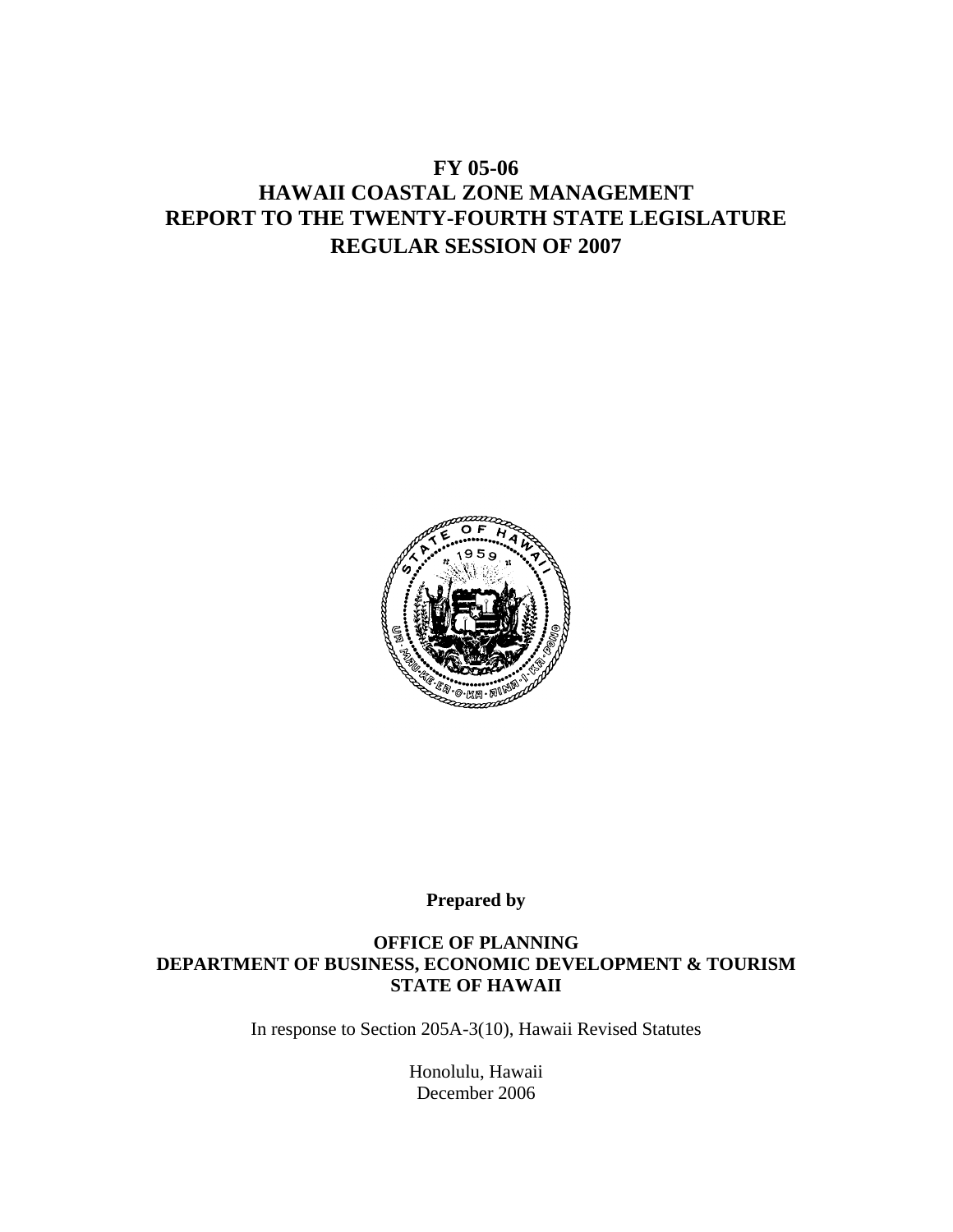# FY 05-06
# HAWAII COASTAL ZONE MANAGEMENT
# REPORT TO THE TWENTY-FOURTH STATE LEGISLATURE
# REGULAR SESSION OF 2007

**Prepared by**

**OFFICE OF PLANNING**
**DEPARTMENT OF BUSINESS, ECONOMIC DEVELOPMENT & TOURISM**
**STATE OF HAWAII**

In response to Section 205A-3(10), Hawaii Revised Statutes

Honolulu, Hawaii
December 2006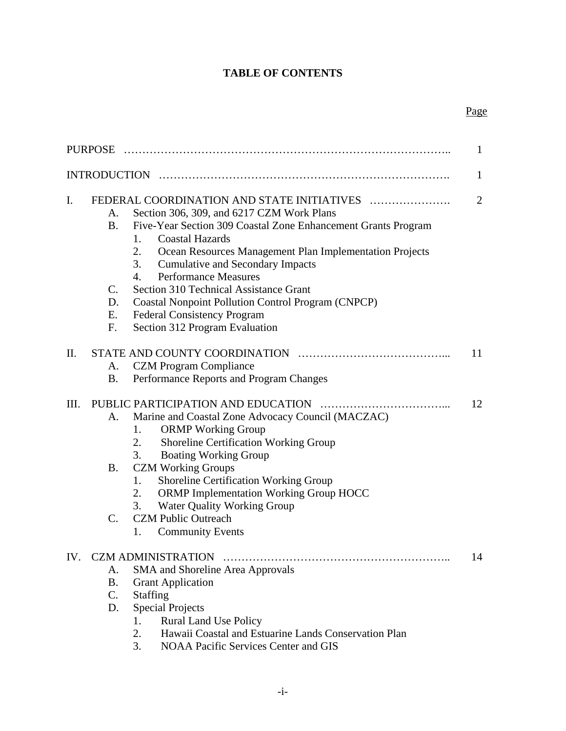# TABLE OF CONTENTS

| | Page |
|---|---|
| PURPOSE | 1 |
| INTRODUCTION | 1 |
| I. FEDERAL COORDINATION AND STATE INITIATIVES | 2 |
| A. Section 306, 309, and 6217 CZM Work Plans | |
| B. Five-Year Section 309 Coastal Zone Enhancement Grants Program | |
| 1. Coastal Hazards | |
| 2. Ocean Resources Management Plan Implementation Projects | |
| 3. Cumulative and Secondary Impacts | |
| 4. Performance Measures | |
| C. Section 310 Technical Assistance Grant | |
| D. Coastal Nonpoint Pollution Control Program (CNPCP) | |
| E. Federal Consistency Program | |
| F. Section 312 Program Evaluation | |
| II. STATE AND COUNTY COORDINATION | 11 |
| A. CZM Program Compliance | |
| B. Performance Reports and Program Changes | |
| III. PUBLIC PARTICIPATION AND EDUCATION | 12 |
| A. Marine and Coastal Zone Advocacy Council (MACZAC) | |
| 1. ORMP Working Group | |
| 2. Shoreline Certification Working Group | |
| 3. Boating Working Group | |
| B. CZM Working Groups | |
| 1. Shoreline Certification Working Group | |
| 2. ORMP Implementation Working Group HOCC | |
| 3. Water Quality Working Group | |
| C. CZM Public Outreach | |
| 1. Community Events | |
| IV. CZM ADMINISTRATION | 14 |
| A. SMA and Shoreline Area Approvals | |
| B. Grant Application | |
| C. Staffing | |
| D. Special Projects | |
| 1. Rural Land Use Policy | |
| 2. Hawaii Coastal and Estuarine Lands Conservation Plan | |
| 3. NOAA Pacific Services Center and GIS | |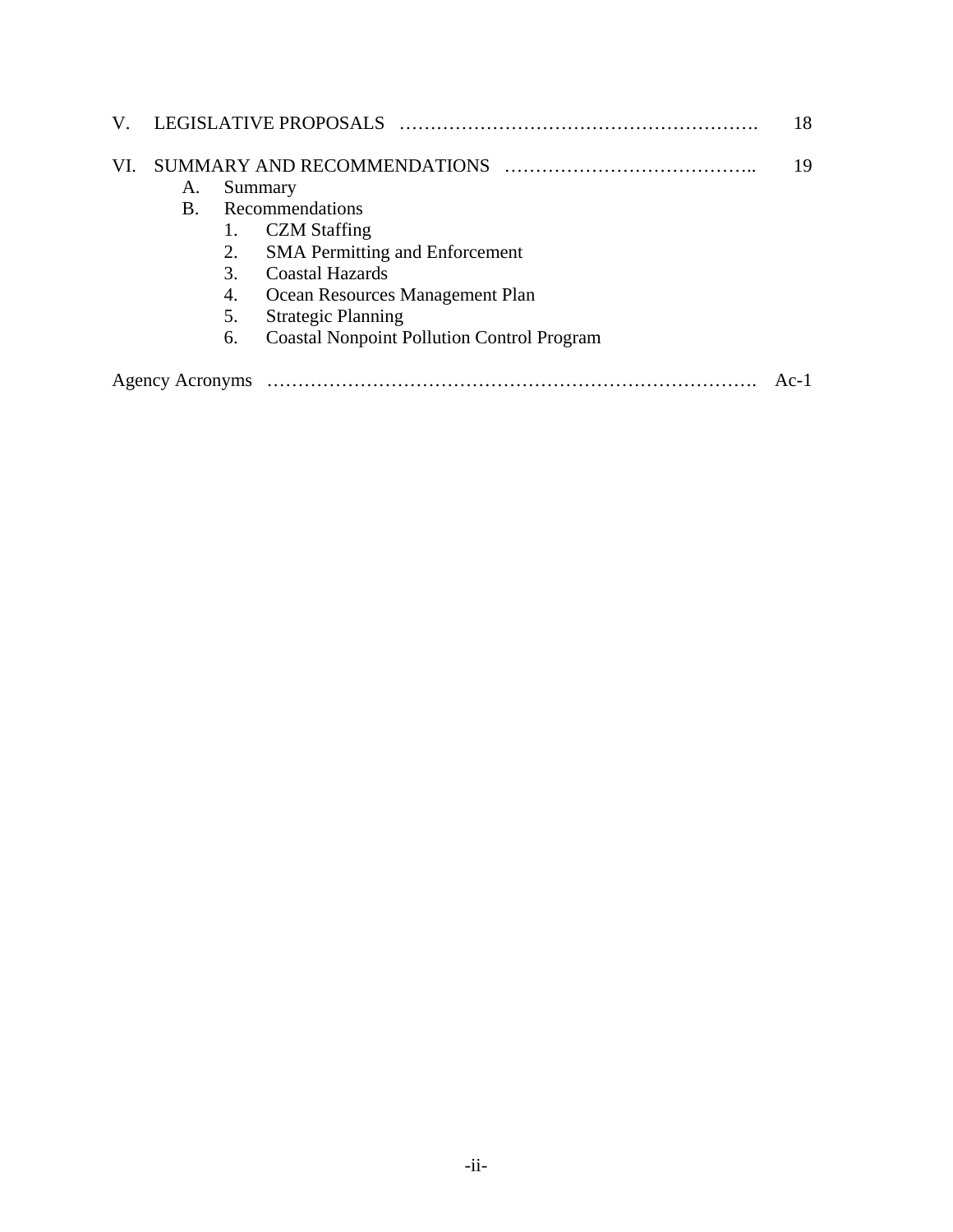V. LEGISLATIVE PROPOSALS ………………………………………………. 18

VI. SUMMARY AND RECOMMENDATIONS ………………………………….. 19

- A. Summary
- B. Recommendations
  1. CZM Staffing
  2. SMA Permitting and Enforcement
  3. Coastal Hazards
  4. Ocean Resources Management Plan
  5. Strategic Planning
  6. Coastal Nonpoint Pollution Control Program

Agency Acronyms ………………………………………………………………. Ac-1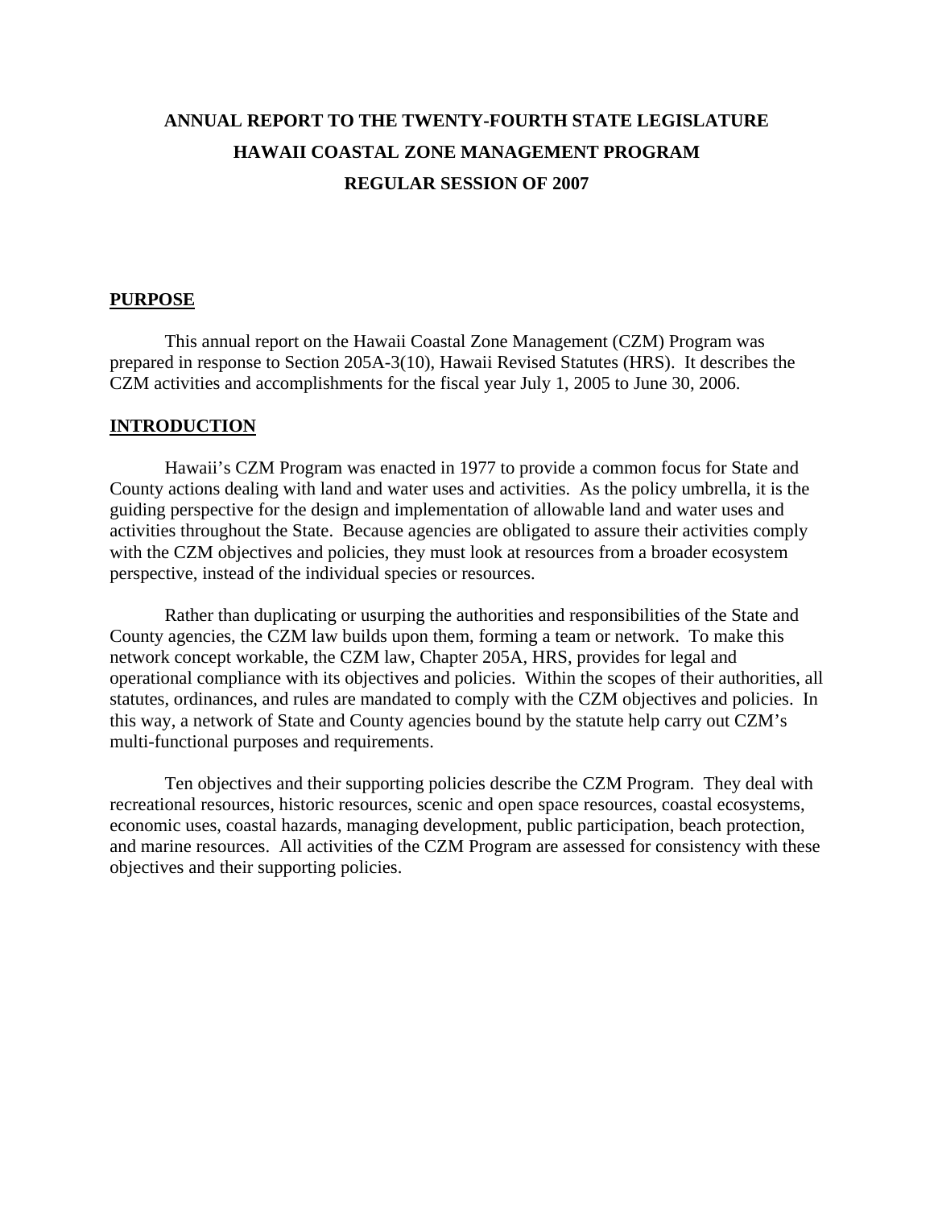# ANNUAL REPORT TO THE TWENTY-FOURTH STATE LEGISLATURE
# HAWAII COASTAL ZONE MANAGEMENT PROGRAM
# REGULAR SESSION OF 2007

## PURPOSE

This annual report on the Hawaii Coastal Zone Management (CZM) Program was prepared in response to Section 205A-3(10), Hawaii Revised Statutes (HRS). It describes the CZM activities and accomplishments for the fiscal year July 1, 2005 to June 30, 2006.

## INTRODUCTION

Hawaii's CZM Program was enacted in 1977 to provide a common focus for State and County actions dealing with land and water uses and activities. As the policy umbrella, it is the guiding perspective for the design and implementation of allowable land and water uses and activities throughout the State. Because agencies are obligated to assure their activities comply with the CZM objectives and policies, they must look at resources from a broader ecosystem perspective, instead of the individual species or resources.

Rather than duplicating or usurping the authorities and responsibilities of the State and County agencies, the CZM law builds upon them, forming a team or network. To make this network concept workable, the CZM law, Chapter 205A, HRS, provides for legal and operational compliance with its objectives and policies. Within the scopes of their authorities, all statutes, ordinances, and rules are mandated to comply with the CZM objectives and policies. In this way, a network of State and County agencies bound by the statute help carry out CZM's multi-functional purposes and requirements.

Ten objectives and their supporting policies describe the CZM Program. They deal with recreational resources, historic resources, scenic and open space resources, coastal ecosystems, economic uses, coastal hazards, managing development, public participation, beach protection, and marine resources. All activities of the CZM Program are assessed for consistency with these objectives and their supporting policies.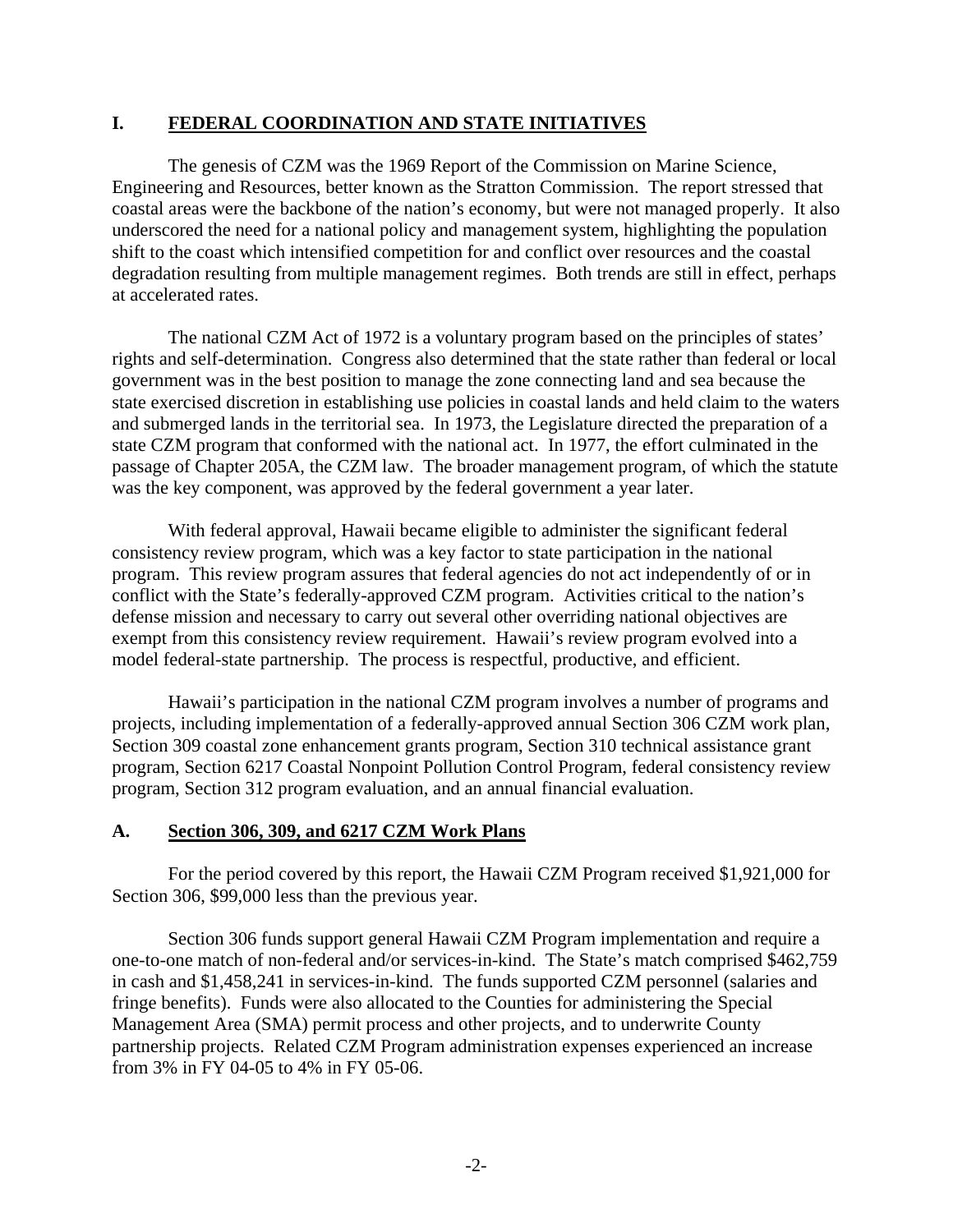## I. FEDERAL COORDINATION AND STATE INITIATIVES

The genesis of CZM was the 1969 Report of the Commission on Marine Science, Engineering and Resources, better known as the Stratton Commission. The report stressed that coastal areas were the backbone of the nation's economy, but were not managed properly. It also underscored the need for a national policy and management system, highlighting the population shift to the coast which intensified competition for and conflict over resources and the coastal degradation resulting from multiple management regimes. Both trends are still in effect, perhaps at accelerated rates.

The national CZM Act of 1972 is a voluntary program based on the principles of states' rights and self-determination. Congress also determined that the state rather than federal or local government was in the best position to manage the zone connecting land and sea because the state exercised discretion in establishing use policies in coastal lands and held claim to the waters and submerged lands in the territorial sea. In 1973, the Legislature directed the preparation of a state CZM program that conformed with the national act. In 1977, the effort culminated in the passage of Chapter 205A, the CZM law. The broader management program, of which the statute was the key component, was approved by the federal government a year later.

With federal approval, Hawaii became eligible to administer the significant federal consistency review program, which was a key factor to state participation in the national program. This review program assures that federal agencies do not act independently of or in conflict with the State's federally-approved CZM program. Activities critical to the nation's defense mission and necessary to carry out several other overriding national objectives are exempt from this consistency review requirement. Hawaii's review program evolved into a model federal-state partnership. The process is respectful, productive, and efficient.

Hawaii's participation in the national CZM program involves a number of programs and projects, including implementation of a federally-approved annual Section 306 CZM work plan, Section 309 coastal zone enhancement grants program, Section 310 technical assistance grant program, Section 6217 Coastal Nonpoint Pollution Control Program, federal consistency review program, Section 312 program evaluation, and an annual financial evaluation.

### A. Section 306, 309, and 6217 CZM Work Plans

For the period covered by this report, the Hawaii CZM Program received $1,921,000 for Section 306, $99,000 less than the previous year.

Section 306 funds support general Hawaii CZM Program implementation and require a one-to-one match of non-federal and/or services-in-kind. The State's match comprised $462,759 in cash and $1,458,241 in services-in-kind. The funds supported CZM personnel (salaries and fringe benefits). Funds were also allocated to the Counties for administering the Special Management Area (SMA) permit process and other projects, and to underwrite County partnership projects. Related CZM Program administration expenses experienced an increase from 3% in FY 04-05 to 4% in FY 05-06.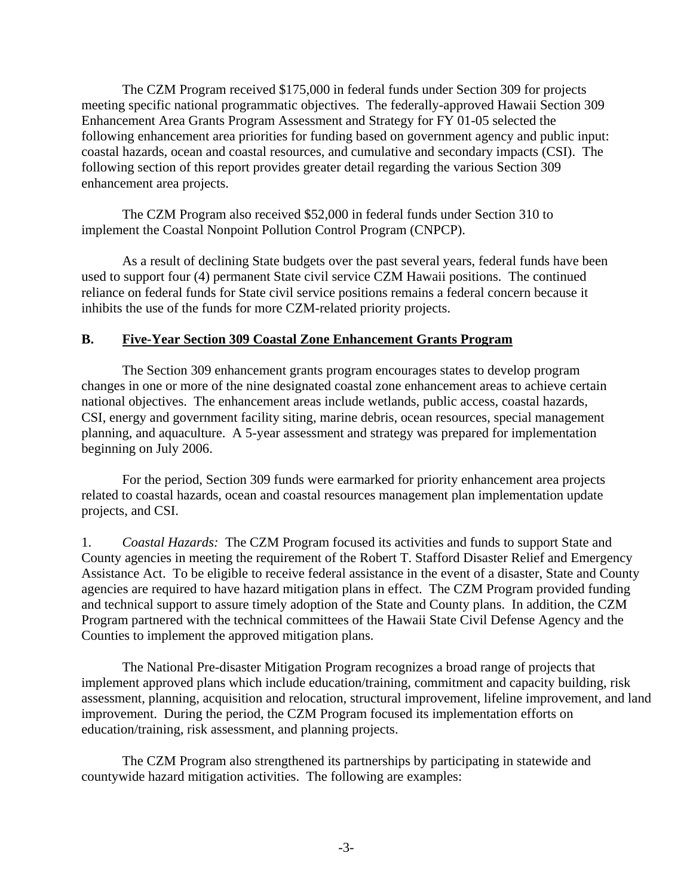The CZM Program received $175,000 in federal funds under Section 309 for projects meeting specific national programmatic objectives. The federally-approved Hawaii Section 309 Enhancement Area Grants Program Assessment and Strategy for FY 01-05 selected the following enhancement area priorities for funding based on government agency and public input: coastal hazards, ocean and coastal resources, and cumulative and secondary impacts (CSI). The following section of this report provides greater detail regarding the various Section 309 enhancement area projects.

The CZM Program also received $52,000 in federal funds under Section 310 to implement the Coastal Nonpoint Pollution Control Program (CNPCP).

As a result of declining State budgets over the past several years, federal funds have been used to support four (4) permanent State civil service CZM Hawaii positions. The continued reliance on federal funds for State civil service positions remains a federal concern because it inhibits the use of the funds for more CZM-related priority projects.

## B. Five-Year Section 309 Coastal Zone Enhancement Grants Program

The Section 309 enhancement grants program encourages states to develop program changes in one or more of the nine designated coastal zone enhancement areas to achieve certain national objectives. The enhancement areas include wetlands, public access, coastal hazards, CSI, energy and government facility siting, marine debris, ocean resources, special management planning, and aquaculture. A 5-year assessment and strategy was prepared for implementation beginning on July 2006.

For the period, Section 309 funds were earmarked for priority enhancement area projects related to coastal hazards, ocean and coastal resources management plan implementation update projects, and CSI.

1. *Coastal Hazards:* The CZM Program focused its activities and funds to support State and County agencies in meeting the requirement of the Robert T. Stafford Disaster Relief and Emergency Assistance Act. To be eligible to receive federal assistance in the event of a disaster, State and County agencies are required to have hazard mitigation plans in effect. The CZM Program provided funding and technical support to assure timely adoption of the State and County plans. In addition, the CZM Program partnered with the technical committees of the Hawaii State Civil Defense Agency and the Counties to implement the approved mitigation plans.

The National Pre-disaster Mitigation Program recognizes a broad range of projects that implement approved plans which include education/training, commitment and capacity building, risk assessment, planning, acquisition and relocation, structural improvement, lifeline improvement, and land improvement. During the period, the CZM Program focused its implementation efforts on education/training, risk assessment, and planning projects.

The CZM Program also strengthened its partnerships by participating in statewide and countywide hazard mitigation activities. The following are examples: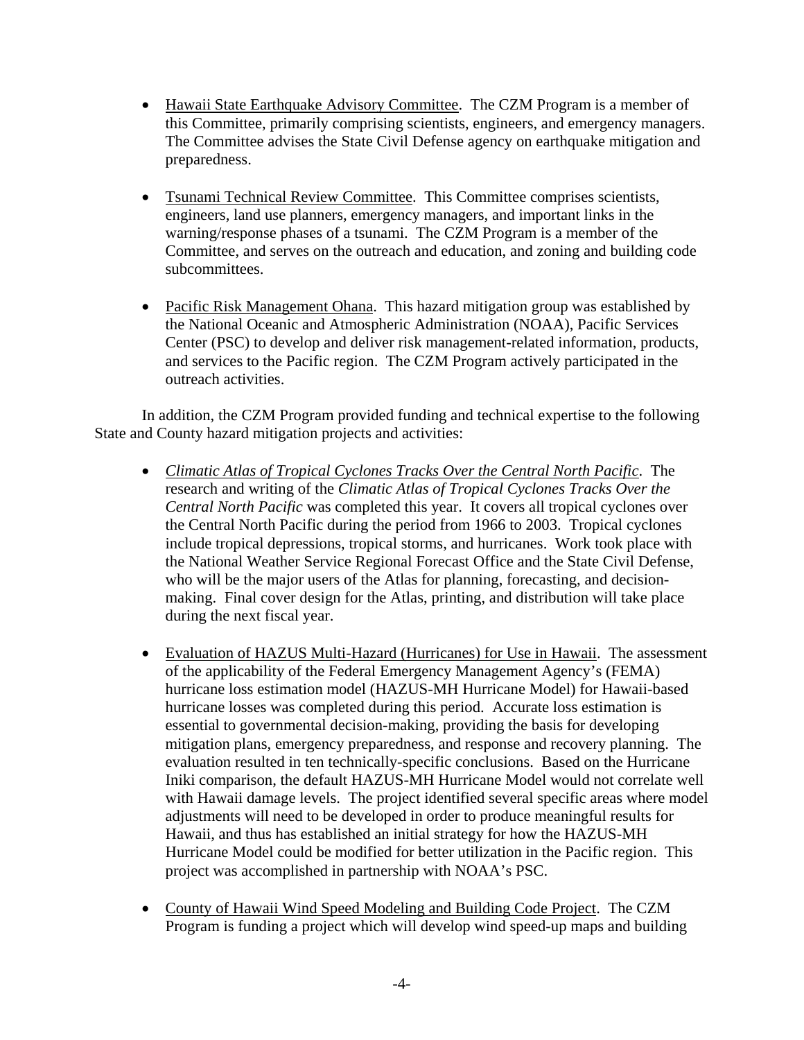- Hawaii State Earthquake Advisory Committee. The CZM Program is a member of this Committee, primarily comprising scientists, engineers, and emergency managers. The Committee advises the State Civil Defense agency on earthquake mitigation and preparedness.

- Tsunami Technical Review Committee. This Committee comprises scientists, engineers, land use planners, emergency managers, and important links in the warning/response phases of a tsunami. The CZM Program is a member of the Committee, and serves on the outreach and education, and zoning and building code subcommittees.

- Pacific Risk Management Ohana. This hazard mitigation group was established by the National Oceanic and Atmospheric Administration (NOAA), Pacific Services Center (PSC) to develop and deliver risk management-related information, products, and services to the Pacific region. The CZM Program actively participated in the outreach activities.

In addition, the CZM Program provided funding and technical expertise to the following State and County hazard mitigation projects and activities:

- *Climatic Atlas of Tropical Cyclones Tracks Over the Central North Pacific*. The research and writing of the *Climatic Atlas of Tropical Cyclones Tracks Over the Central North Pacific* was completed this year. It covers all tropical cyclones over the Central North Pacific during the period from 1966 to 2003. Tropical cyclones include tropical depressions, tropical storms, and hurricanes. Work took place with the National Weather Service Regional Forecast Office and the State Civil Defense, who will be the major users of the Atlas for planning, forecasting, and decision-making. Final cover design for the Atlas, printing, and distribution will take place during the next fiscal year.

- Evaluation of HAZUS Multi-Hazard (Hurricanes) for Use in Hawaii. The assessment of the applicability of the Federal Emergency Management Agency's (FEMA) hurricane loss estimation model (HAZUS-MH Hurricane Model) for Hawaii-based hurricane losses was completed during this period. Accurate loss estimation is essential to governmental decision-making, providing the basis for developing mitigation plans, emergency preparedness, and response and recovery planning. The evaluation resulted in ten technically-specific conclusions. Based on the Hurricane Iniki comparison, the default HAZUS-MH Hurricane Model would not correlate well with Hawaii damage levels. The project identified several specific areas where model adjustments will need to be developed in order to produce meaningful results for Hawaii, and thus has established an initial strategy for how the HAZUS-MH Hurricane Model could be modified for better utilization in the Pacific region. This project was accomplished in partnership with NOAA's PSC.

- County of Hawaii Wind Speed Modeling and Building Code Project. The CZM Program is funding a project which will develop wind speed-up maps and building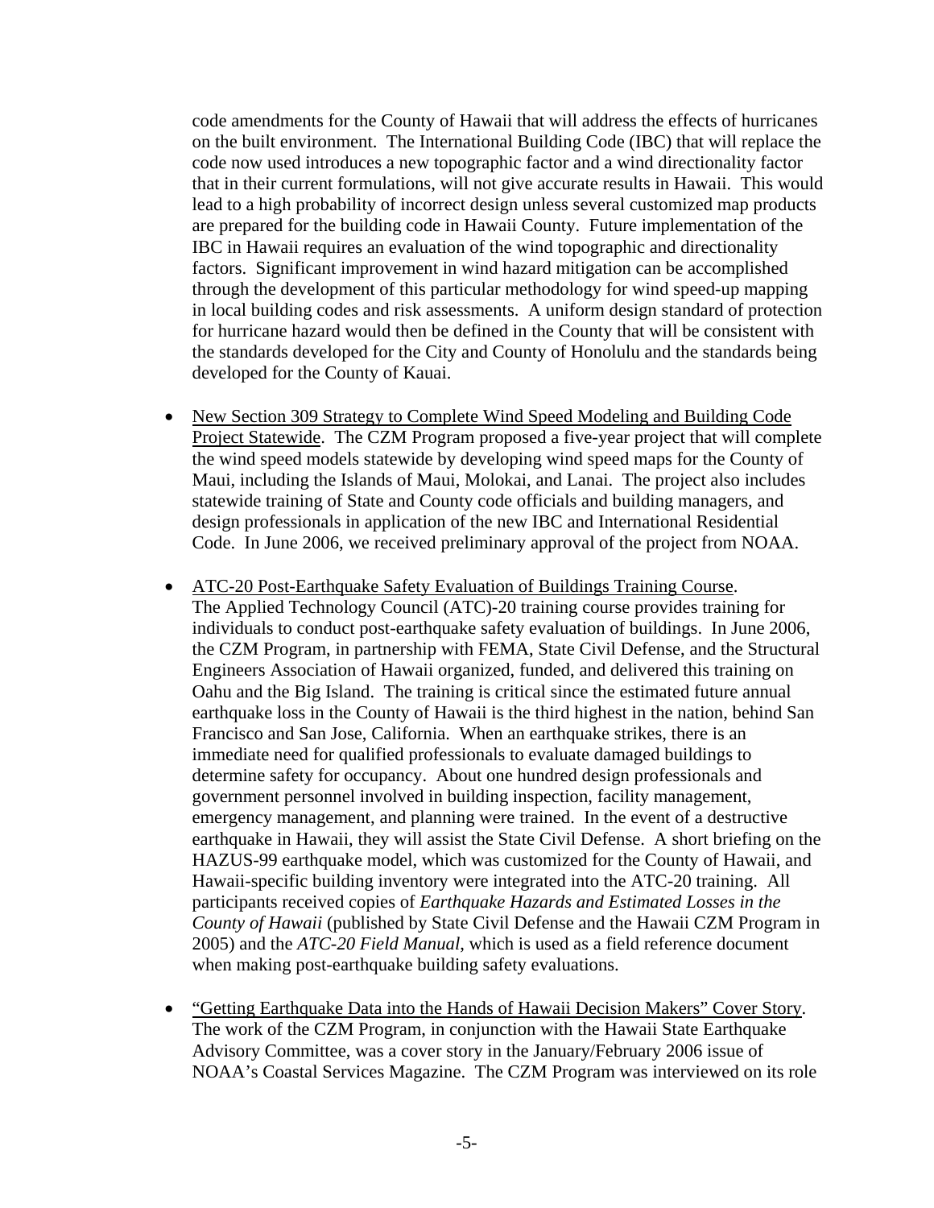code amendments for the County of Hawaii that will address the effects of hurricanes on the built environment. The International Building Code (IBC) that will replace the code now used introduces a new topographic factor and a wind directionality factor that in their current formulations, will not give accurate results in Hawaii. This would lead to a high probability of incorrect design unless several customized map products are prepared for the building code in Hawaii County. Future implementation of the IBC in Hawaii requires an evaluation of the wind topographic and directionality factors. Significant improvement in wind hazard mitigation can be accomplished through the development of this particular methodology for wind speed-up mapping in local building codes and risk assessments. A uniform design standard of protection for hurricane hazard would then be defined in the County that will be consistent with the standards developed for the City and County of Honolulu and the standards being developed for the County of Kauai.

- <u>New Section 309 Strategy to Complete Wind Speed Modeling and Building Code Project Statewide</u>. The CZM Program proposed a five-year project that will complete the wind speed models statewide by developing wind speed maps for the County of Maui, including the Islands of Maui, Molokai, and Lanai. The project also includes statewide training of State and County code officials and building managers, and design professionals in application of the new IBC and International Residential Code. In June 2006, we received preliminary approval of the project from NOAA.

- <u>ATC-20 Post-Earthquake Safety Evaluation of Buildings Training Course</u>. The Applied Technology Council (ATC)-20 training course provides training for individuals to conduct post-earthquake safety evaluation of buildings. In June 2006, the CZM Program, in partnership with FEMA, State Civil Defense, and the Structural Engineers Association of Hawaii organized, funded, and delivered this training on Oahu and the Big Island. The training is critical since the estimated future annual earthquake loss in the County of Hawaii is the third highest in the nation, behind San Francisco and San Jose, California. When an earthquake strikes, there is an immediate need for qualified professionals to evaluate damaged buildings to determine safety for occupancy. About one hundred design professionals and government personnel involved in building inspection, facility management, emergency management, and planning were trained. In the event of a destructive earthquake in Hawaii, they will assist the State Civil Defense. A short briefing on the HAZUS-99 earthquake model, which was customized for the County of Hawaii, and Hawaii-specific building inventory were integrated into the ATC-20 training. All participants received copies of *Earthquake Hazards and Estimated Losses in the County of Hawaii* (published by State Civil Defense and the Hawaii CZM Program in 2005) and the *ATC-20 Field Manual*, which is used as a field reference document when making post-earthquake building safety evaluations.

- <u>"Getting Earthquake Data into the Hands of Hawaii Decision Makers" Cover Story</u>. The work of the CZM Program, in conjunction with the Hawaii State Earthquake Advisory Committee, was a cover story in the January/February 2006 issue of NOAA's Coastal Services Magazine. The CZM Program was interviewed on its role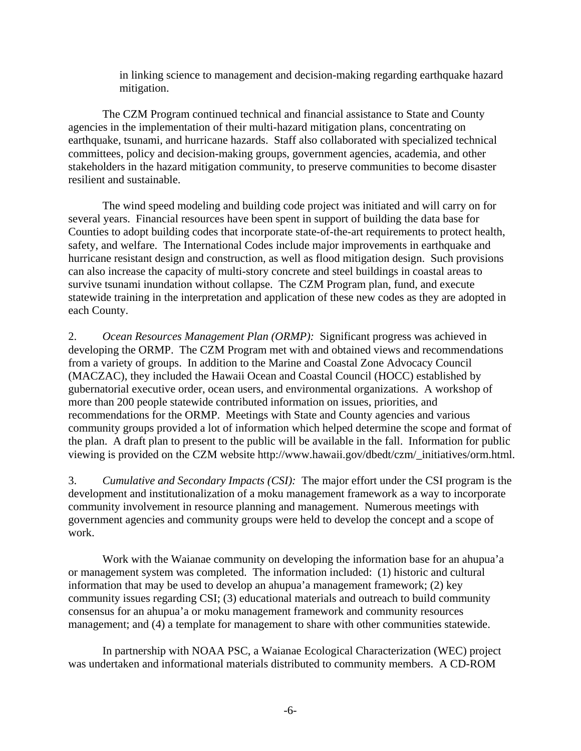in linking science to management and decision-making regarding earthquake hazard mitigation.

The CZM Program continued technical and financial assistance to State and County agencies in the implementation of their multi-hazard mitigation plans, concentrating on earthquake, tsunami, and hurricane hazards. Staff also collaborated with specialized technical committees, policy and decision-making groups, government agencies, academia, and other stakeholders in the hazard mitigation community, to preserve communities to become disaster resilient and sustainable.

The wind speed modeling and building code project was initiated and will carry on for several years. Financial resources have been spent in support of building the data base for Counties to adopt building codes that incorporate state-of-the-art requirements to protect health, safety, and welfare. The International Codes include major improvements in earthquake and hurricane resistant design and construction, as well as flood mitigation design. Such provisions can also increase the capacity of multi-story concrete and steel buildings in coastal areas to survive tsunami inundation without collapse. The CZM Program plan, fund, and execute statewide training in the interpretation and application of these new codes as they are adopted in each County.

2. *Ocean Resources Management Plan (ORMP):* Significant progress was achieved in developing the ORMP. The CZM Program met with and obtained views and recommendations from a variety of groups. In addition to the Marine and Coastal Zone Advocacy Council (MACZAC), they included the Hawaii Ocean and Coastal Council (HOCC) established by gubernatorial executive order, ocean users, and environmental organizations. A workshop of more than 200 people statewide contributed information on issues, priorities, and recommendations for the ORMP. Meetings with State and County agencies and various community groups provided a lot of information which helped determine the scope and format of the plan. A draft plan to present to the public will be available in the fall. Information for public viewing is provided on the CZM website http://www.hawaii.gov/dbedt/czm/_initiatives/orm.html.

3. *Cumulative and Secondary Impacts (CSI):* The major effort under the CSI program is the development and institutionalization of a moku management framework as a way to incorporate community involvement in resource planning and management. Numerous meetings with government agencies and community groups were held to develop the concept and a scope of work.

Work with the Waianae community on developing the information base for an ahupua'a or management system was completed. The information included: (1) historic and cultural information that may be used to develop an ahupua'a management framework; (2) key community issues regarding CSI; (3) educational materials and outreach to build community consensus for an ahupua'a or moku management framework and community resources management; and (4) a template for management to share with other communities statewide.

In partnership with NOAA PSC, a Waianae Ecological Characterization (WEC) project was undertaken and informational materials distributed to community members. A CD-ROM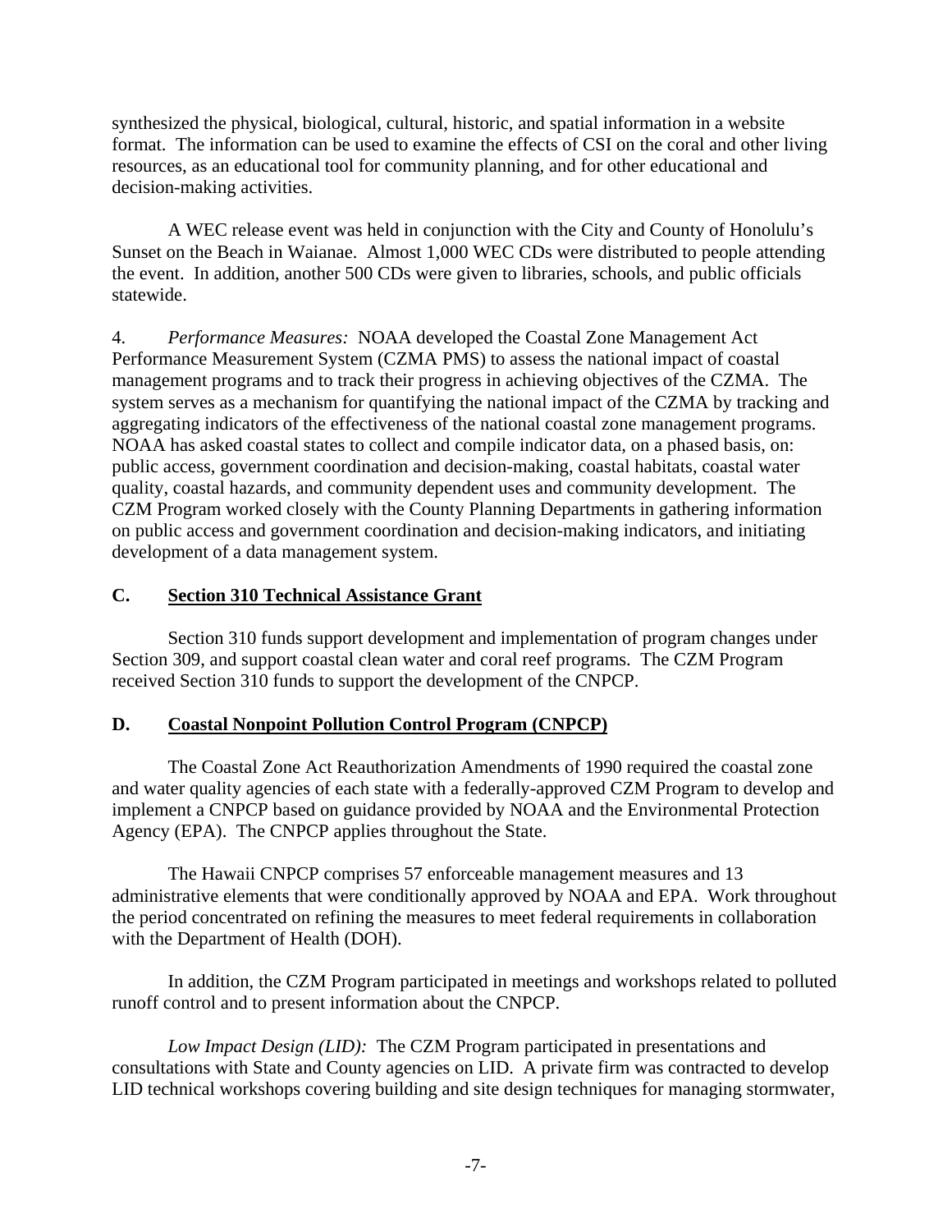synthesized the physical, biological, cultural, historic, and spatial information in a website format. The information can be used to examine the effects of CSI on the coral and other living resources, as an educational tool for community planning, and for other educational and decision-making activities.

A WEC release event was held in conjunction with the City and County of Honolulu's Sunset on the Beach in Waianae. Almost 1,000 WEC CDs were distributed to people attending the event. In addition, another 500 CDs were given to libraries, schools, and public officials statewide.

4. *Performance Measures:* NOAA developed the Coastal Zone Management Act Performance Measurement System (CZMA PMS) to assess the national impact of coastal management programs and to track their progress in achieving objectives of the CZMA. The system serves as a mechanism for quantifying the national impact of the CZMA by tracking and aggregating indicators of the effectiveness of the national coastal zone management programs. NOAA has asked coastal states to collect and compile indicator data, on a phased basis, on: public access, government coordination and decision-making, coastal habitats, coastal water quality, coastal hazards, and community dependent uses and community development. The CZM Program worked closely with the County Planning Departments in gathering information on public access and government coordination and decision-making indicators, and initiating development of a data management system.

## C. Section 310 Technical Assistance Grant

Section 310 funds support development and implementation of program changes under Section 309, and support coastal clean water and coral reef programs. The CZM Program received Section 310 funds to support the development of the CNPCP.

## D. Coastal Nonpoint Pollution Control Program (CNPCP)

The Coastal Zone Act Reauthorization Amendments of 1990 required the coastal zone and water quality agencies of each state with a federally-approved CZM Program to develop and implement a CNPCP based on guidance provided by NOAA and the Environmental Protection Agency (EPA). The CNPCP applies throughout the State.

The Hawaii CNPCP comprises 57 enforceable management measures and 13 administrative elements that were conditionally approved by NOAA and EPA. Work throughout the period concentrated on refining the measures to meet federal requirements in collaboration with the Department of Health (DOH).

In addition, the CZM Program participated in meetings and workshops related to polluted runoff control and to present information about the CNPCP.

*Low Impact Design (LID):* The CZM Program participated in presentations and consultations with State and County agencies on LID. A private firm was contracted to develop LID technical workshops covering building and site design techniques for managing stormwater,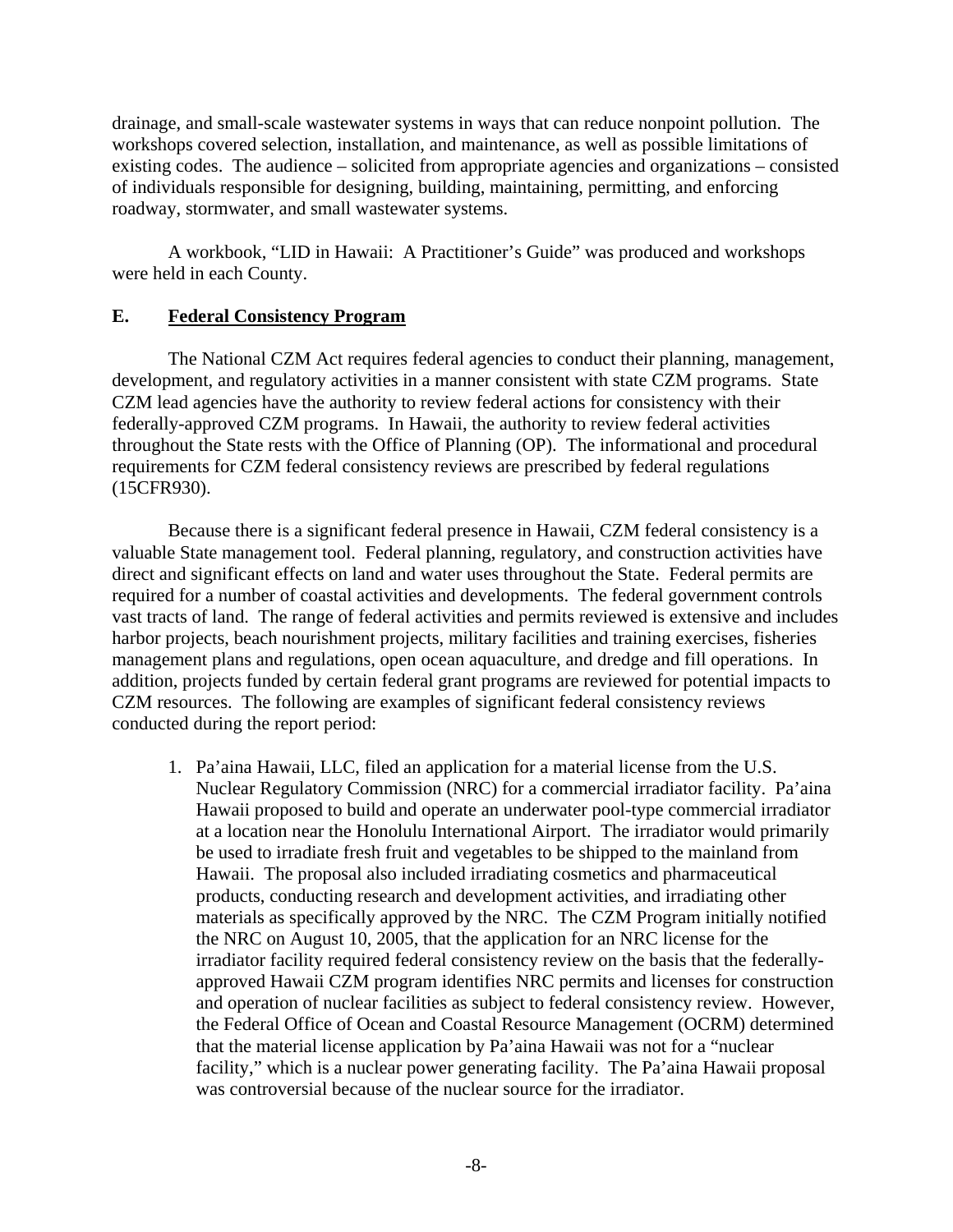drainage, and small-scale wastewater systems in ways that can reduce nonpoint pollution. The workshops covered selection, installation, and maintenance, as well as possible limitations of existing codes. The audience – solicited from appropriate agencies and organizations – consisted of individuals responsible for designing, building, maintaining, permitting, and enforcing roadway, stormwater, and small wastewater systems.

A workbook, "LID in Hawaii: A Practitioner's Guide" was produced and workshops were held in each County.

## E. Federal Consistency Program

The National CZM Act requires federal agencies to conduct their planning, management, development, and regulatory activities in a manner consistent with state CZM programs. State CZM lead agencies have the authority to review federal actions for consistency with their federally-approved CZM programs. In Hawaii, the authority to review federal activities throughout the State rests with the Office of Planning (OP). The informational and procedural requirements for CZM federal consistency reviews are prescribed by federal regulations (15CFR930).

Because there is a significant federal presence in Hawaii, CZM federal consistency is a valuable State management tool. Federal planning, regulatory, and construction activities have direct and significant effects on land and water uses throughout the State. Federal permits are required for a number of coastal activities and developments. The federal government controls vast tracts of land. The range of federal activities and permits reviewed is extensive and includes harbor projects, beach nourishment projects, military facilities and training exercises, fisheries management plans and regulations, open ocean aquaculture, and dredge and fill operations. In addition, projects funded by certain federal grant programs are reviewed for potential impacts to CZM resources. The following are examples of significant federal consistency reviews conducted during the report period:

1. Pa'aina Hawaii, LLC, filed an application for a material license from the U.S. Nuclear Regulatory Commission (NRC) for a commercial irradiator facility. Pa'aina Hawaii proposed to build and operate an underwater pool-type commercial irradiator at a location near the Honolulu International Airport. The irradiator would primarily be used to irradiate fresh fruit and vegetables to be shipped to the mainland from Hawaii. The proposal also included irradiating cosmetics and pharmaceutical products, conducting research and development activities, and irradiating other materials as specifically approved by the NRC. The CZM Program initially notified the NRC on August 10, 2005, that the application for an NRC license for the irradiator facility required federal consistency review on the basis that the federally-approved Hawaii CZM program identifies NRC permits and licenses for construction and operation of nuclear facilities as subject to federal consistency review. However, the Federal Office of Ocean and Coastal Resource Management (OCRM) determined that the material license application by Pa'aina Hawaii was not for a "nuclear facility," which is a nuclear power generating facility. The Pa'aina Hawaii proposal was controversial because of the nuclear source for the irradiator.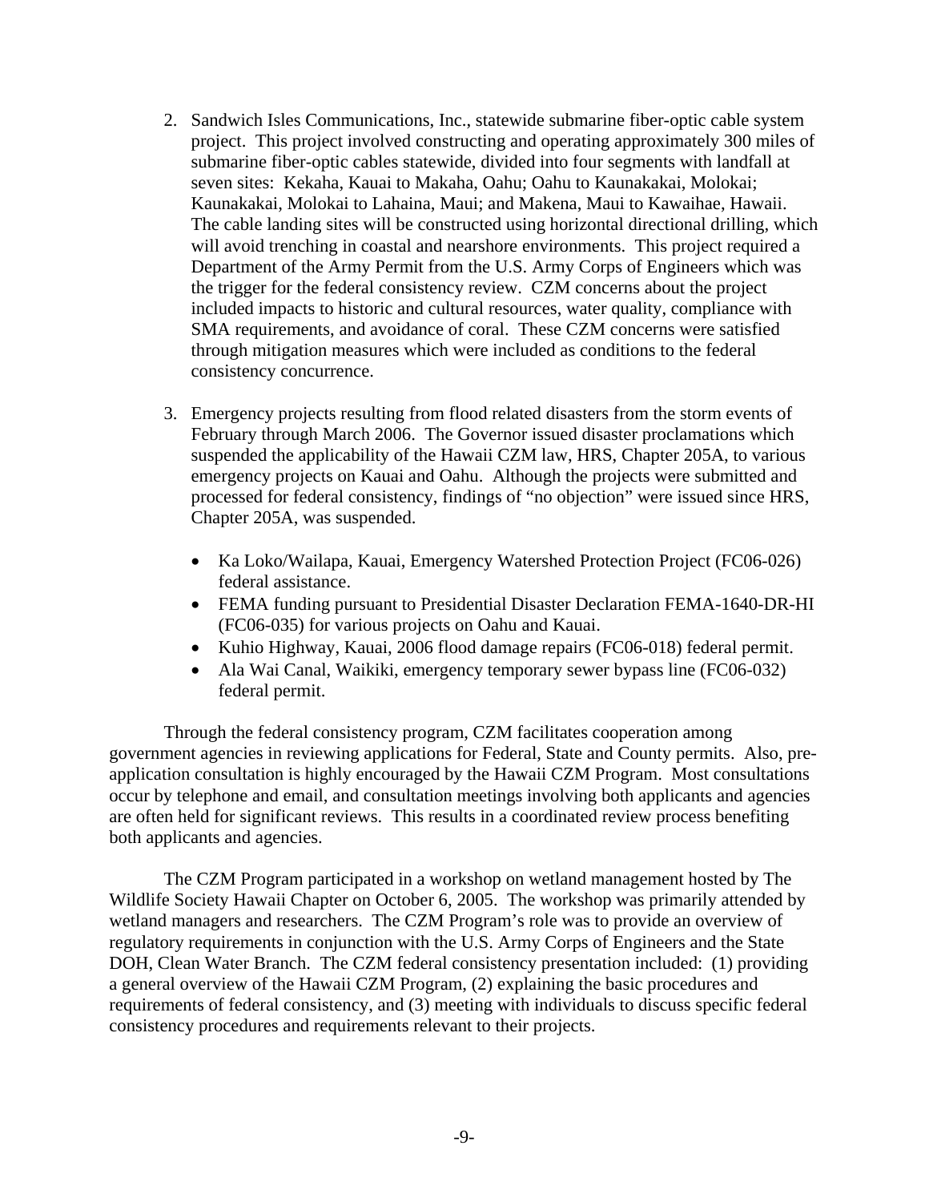2. Sandwich Isles Communications, Inc., statewide submarine fiber-optic cable system project. This project involved constructing and operating approximately 300 miles of submarine fiber-optic cables statewide, divided into four segments with landfall at seven sites: Kekaha, Kauai to Makaha, Oahu; Oahu to Kaunakakai, Molokai; Kaunakakai, Molokai to Lahaina, Maui; and Makena, Maui to Kawaihae, Hawaii. The cable landing sites will be constructed using horizontal directional drilling, which will avoid trenching in coastal and nearshore environments. This project required a Department of the Army Permit from the U.S. Army Corps of Engineers which was the trigger for the federal consistency review. CZM concerns about the project included impacts to historic and cultural resources, water quality, compliance with SMA requirements, and avoidance of coral. These CZM concerns were satisfied through mitigation measures which were included as conditions to the federal consistency concurrence.

3. Emergency projects resulting from flood related disasters from the storm events of February through March 2006. The Governor issued disaster proclamations which suspended the applicability of the Hawaii CZM law, HRS, Chapter 205A, to various emergency projects on Kauai and Oahu. Although the projects were submitted and processed for federal consistency, findings of "no objection" were issued since HRS, Chapter 205A, was suspended.

   - Ka Loko/Wailapa, Kauai, Emergency Watershed Protection Project (FC06-026) federal assistance.
   - FEMA funding pursuant to Presidential Disaster Declaration FEMA-1640-DR-HI (FC06-035) for various projects on Oahu and Kauai.
   - Kuhio Highway, Kauai, 2006 flood damage repairs (FC06-018) federal permit.
   - Ala Wai Canal, Waikiki, emergency temporary sewer bypass line (FC06-032) federal permit.

Through the federal consistency program, CZM facilitates cooperation among government agencies in reviewing applications for Federal, State and County permits. Also, pre-application consultation is highly encouraged by the Hawaii CZM Program. Most consultations occur by telephone and email, and consultation meetings involving both applicants and agencies are often held for significant reviews. This results in a coordinated review process benefiting both applicants and agencies.

The CZM Program participated in a workshop on wetland management hosted by The Wildlife Society Hawaii Chapter on October 6, 2005. The workshop was primarily attended by wetland managers and researchers. The CZM Program's role was to provide an overview of regulatory requirements in conjunction with the U.S. Army Corps of Engineers and the State DOH, Clean Water Branch. The CZM federal consistency presentation included: (1) providing a general overview of the Hawaii CZM Program, (2) explaining the basic procedures and requirements of federal consistency, and (3) meeting with individuals to discuss specific federal consistency procedures and requirements relevant to their projects.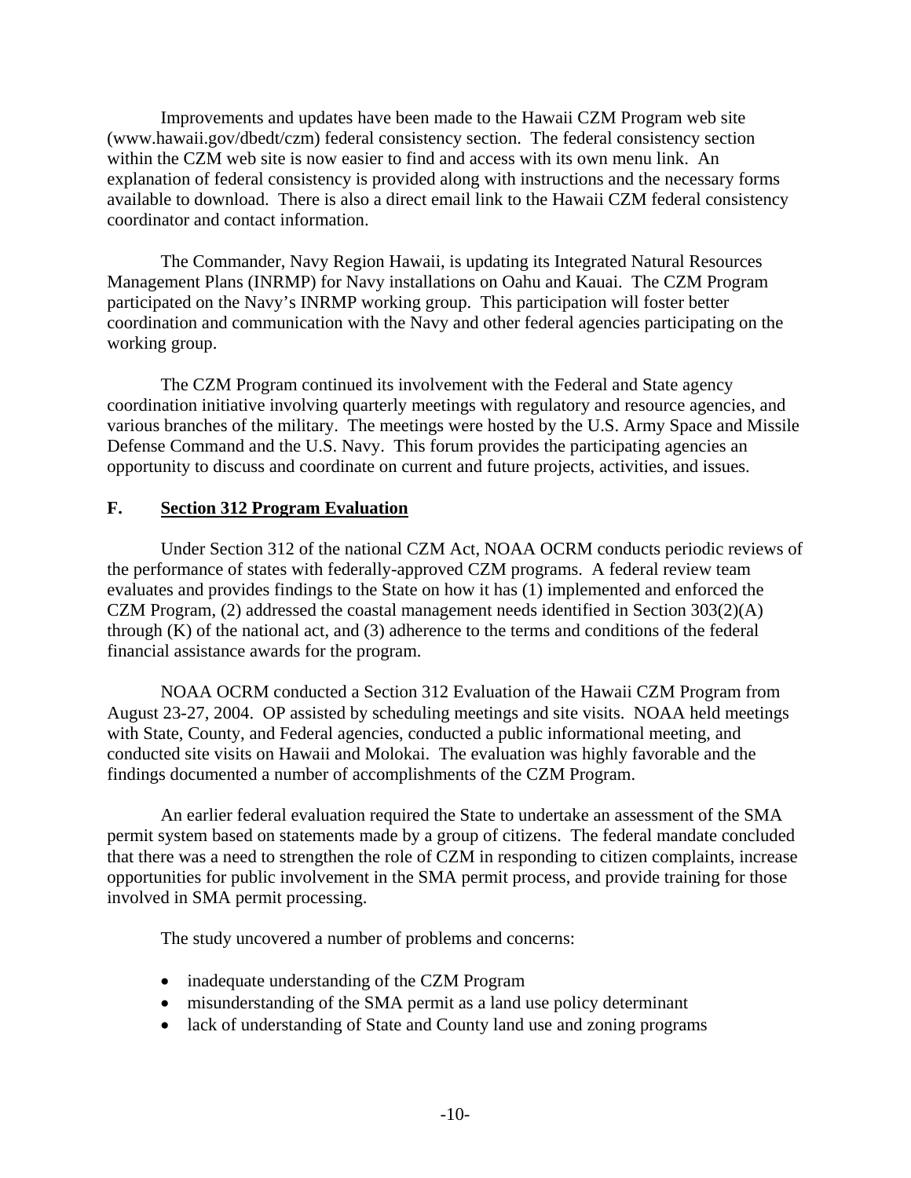Improvements and updates have been made to the Hawaii CZM Program web site (www.hawaii.gov/dbedt/czm) federal consistency section. The federal consistency section within the CZM web site is now easier to find and access with its own menu link. An explanation of federal consistency is provided along with instructions and the necessary forms available to download. There is also a direct email link to the Hawaii CZM federal consistency coordinator and contact information.

The Commander, Navy Region Hawaii, is updating its Integrated Natural Resources Management Plans (INRMP) for Navy installations on Oahu and Kauai. The CZM Program participated on the Navy's INRMP working group. This participation will foster better coordination and communication with the Navy and other federal agencies participating on the working group.

The CZM Program continued its involvement with the Federal and State agency coordination initiative involving quarterly meetings with regulatory and resource agencies, and various branches of the military. The meetings were hosted by the U.S. Army Space and Missile Defense Command and the U.S. Navy. This forum provides the participating agencies an opportunity to discuss and coordinate on current and future projects, activities, and issues.

### F. Section 312 Program Evaluation

Under Section 312 of the national CZM Act, NOAA OCRM conducts periodic reviews of the performance of states with federally-approved CZM programs. A federal review team evaluates and provides findings to the State on how it has (1) implemented and enforced the CZM Program, (2) addressed the coastal management needs identified in Section 303(2)(A) through (K) of the national act, and (3) adherence to the terms and conditions of the federal financial assistance awards for the program.

NOAA OCRM conducted a Section 312 Evaluation of the Hawaii CZM Program from August 23-27, 2004. OP assisted by scheduling meetings and site visits. NOAA held meetings with State, County, and Federal agencies, conducted a public informational meeting, and conducted site visits on Hawaii and Molokai. The evaluation was highly favorable and the findings documented a number of accomplishments of the CZM Program.

An earlier federal evaluation required the State to undertake an assessment of the SMA permit system based on statements made by a group of citizens. The federal mandate concluded that there was a need to strengthen the role of CZM in responding to citizen complaints, increase opportunities for public involvement in the SMA permit process, and provide training for those involved in SMA permit processing.

The study uncovered a number of problems and concerns:

- inadequate understanding of the CZM Program
- misunderstanding of the SMA permit as a land use policy determinant
- lack of understanding of State and County land use and zoning programs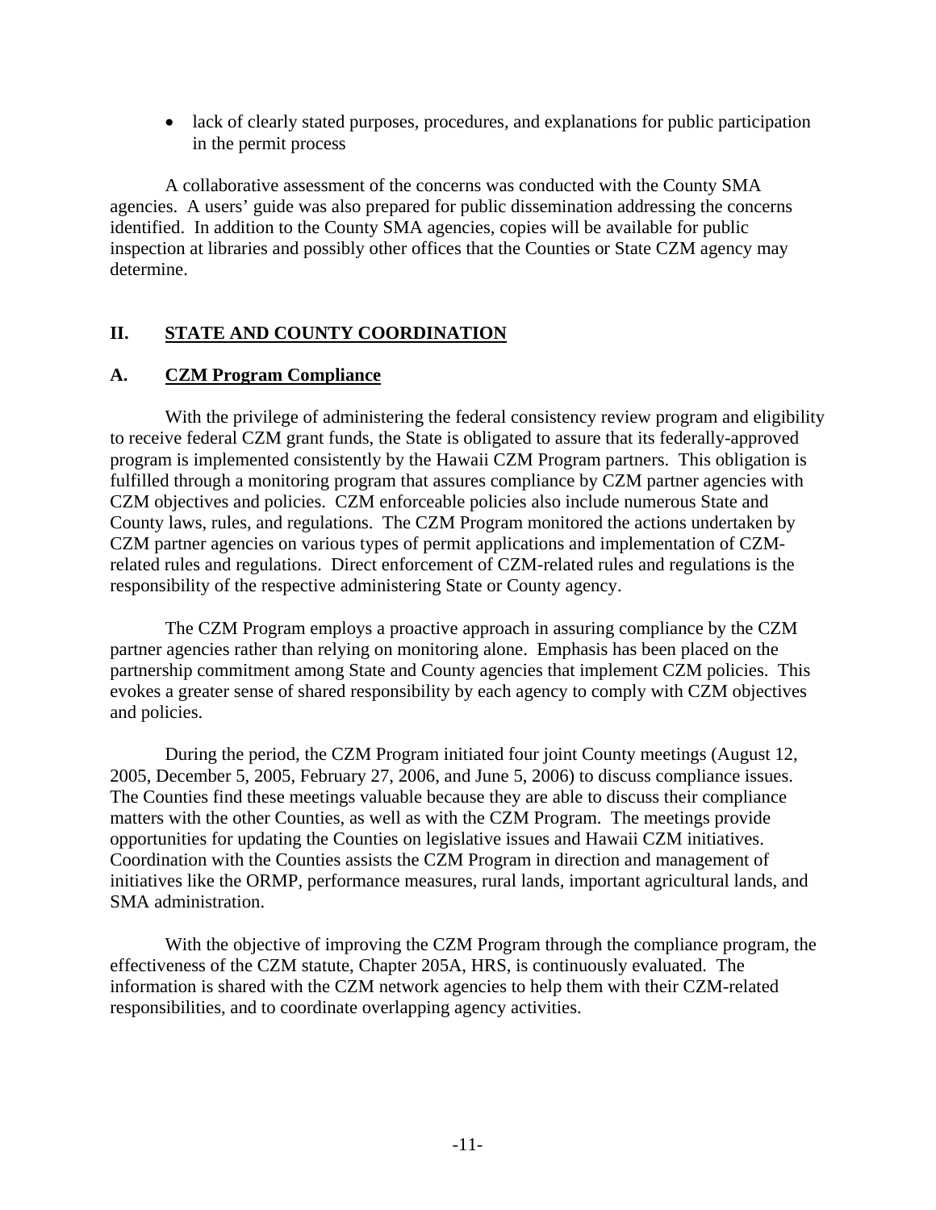- lack of clearly stated purposes, procedures, and explanations for public participation in the permit process

A collaborative assessment of the concerns was conducted with the County SMA agencies. A users' guide was also prepared for public dissemination addressing the concerns identified. In addition to the County SMA agencies, copies will be available for public inspection at libraries and possibly other offices that the Counties or State CZM agency may determine.

## II. STATE AND COUNTY COORDINATION

### A. CZM Program Compliance

With the privilege of administering the federal consistency review program and eligibility to receive federal CZM grant funds, the State is obligated to assure that its federally-approved program is implemented consistently by the Hawaii CZM Program partners. This obligation is fulfilled through a monitoring program that assures compliance by CZM partner agencies with CZM objectives and policies. CZM enforceable policies also include numerous State and County laws, rules, and regulations. The CZM Program monitored the actions undertaken by CZM partner agencies on various types of permit applications and implementation of CZM-related rules and regulations. Direct enforcement of CZM-related rules and regulations is the responsibility of the respective administering State or County agency.

The CZM Program employs a proactive approach in assuring compliance by the CZM partner agencies rather than relying on monitoring alone. Emphasis has been placed on the partnership commitment among State and County agencies that implement CZM policies. This evokes a greater sense of shared responsibility by each agency to comply with CZM objectives and policies.

During the period, the CZM Program initiated four joint County meetings (August 12, 2005, December 5, 2005, February 27, 2006, and June 5, 2006) to discuss compliance issues. The Counties find these meetings valuable because they are able to discuss their compliance matters with the other Counties, as well as with the CZM Program. The meetings provide opportunities for updating the Counties on legislative issues and Hawaii CZM initiatives. Coordination with the Counties assists the CZM Program in direction and management of initiatives like the ORMP, performance measures, rural lands, important agricultural lands, and SMA administration.

With the objective of improving the CZM Program through the compliance program, the effectiveness of the CZM statute, Chapter 205A, HRS, is continuously evaluated. The information is shared with the CZM network agencies to help them with their CZM-related responsibilities, and to coordinate overlapping agency activities.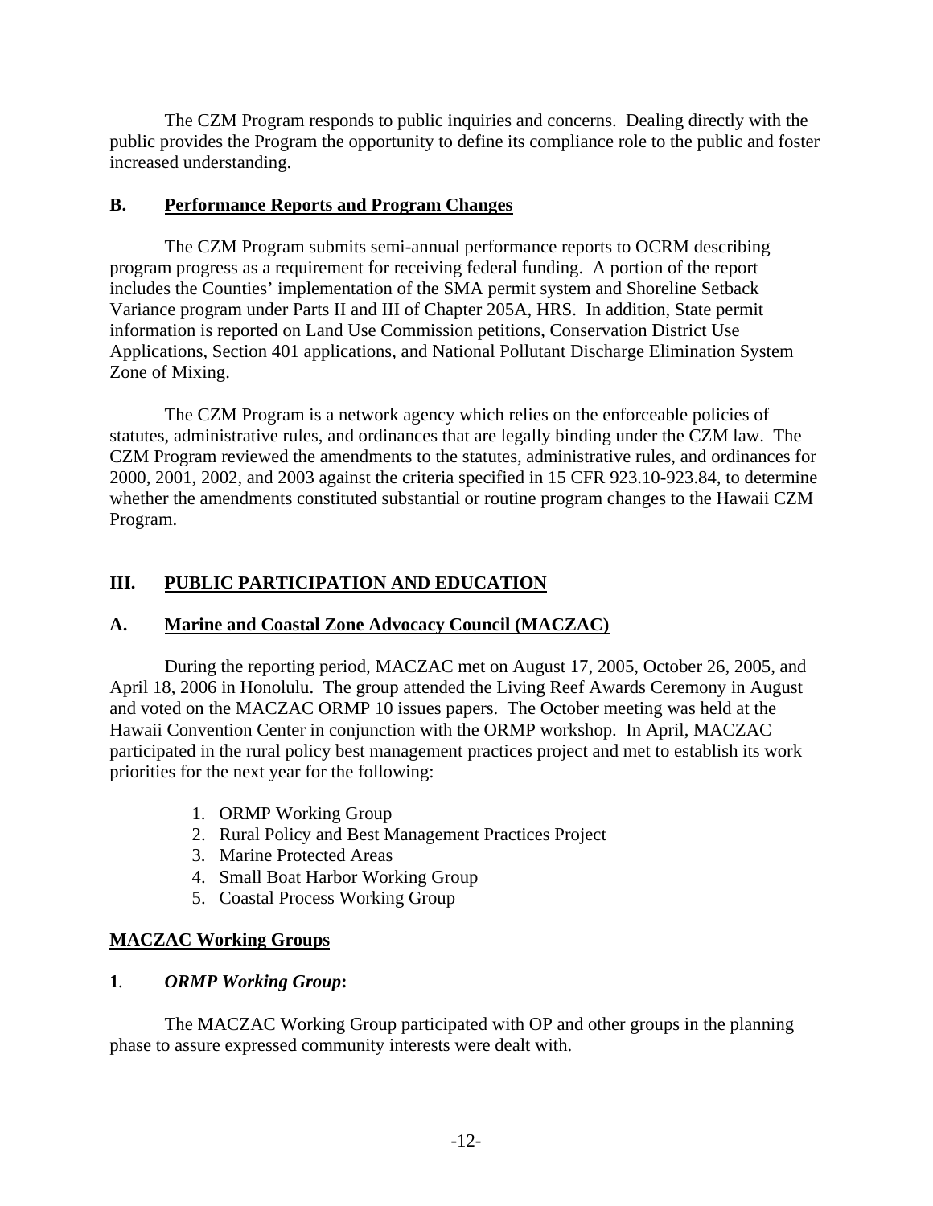The CZM Program responds to public inquiries and concerns. Dealing directly with the public provides the Program the opportunity to define its compliance role to the public and foster increased understanding.

## B. Performance Reports and Program Changes

The CZM Program submits semi-annual performance reports to OCRM describing program progress as a requirement for receiving federal funding. A portion of the report includes the Counties' implementation of the SMA permit system and Shoreline Setback Variance program under Parts II and III of Chapter 205A, HRS. In addition, State permit information is reported on Land Use Commission petitions, Conservation District Use Applications, Section 401 applications, and National Pollutant Discharge Elimination System Zone of Mixing.

The CZM Program is a network agency which relies on the enforceable policies of statutes, administrative rules, and ordinances that are legally binding under the CZM law. The CZM Program reviewed the amendments to the statutes, administrative rules, and ordinances for 2000, 2001, 2002, and 2003 against the criteria specified in 15 CFR 923.10-923.84, to determine whether the amendments constituted substantial or routine program changes to the Hawaii CZM Program.

# III. PUBLIC PARTICIPATION AND EDUCATION

## A. Marine and Coastal Zone Advocacy Council (MACZAC)

During the reporting period, MACZAC met on August 17, 2005, October 26, 2005, and April 18, 2006 in Honolulu. The group attended the Living Reef Awards Ceremony in August and voted on the MACZAC ORMP 10 issues papers. The October meeting was held at the Hawaii Convention Center in conjunction with the ORMP workshop. In April, MACZAC participated in the rural policy best management practices project and met to establish its work priorities for the next year for the following:

1. ORMP Working Group
2. Rural Policy and Best Management Practices Project
3. Marine Protected Areas
4. Small Boat Harbor Working Group
5. Coastal Process Working Group

### MACZAC Working Groups

**1**. ***ORMP Working Group*:**

The MACZAC Working Group participated with OP and other groups in the planning phase to assure expressed community interests were dealt with.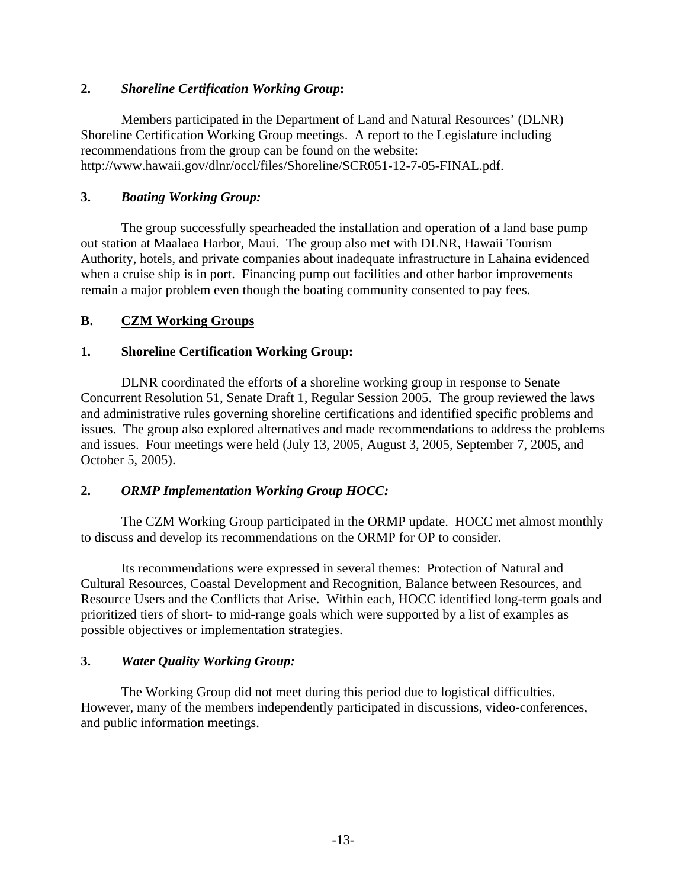**2.** ***Shoreline Certification Working Group*****:**

Members participated in the Department of Land and Natural Resources' (DLNR) Shoreline Certification Working Group meetings. A report to the Legislature including recommendations from the group can be found on the website: http://www.hawaii.gov/dlnr/occl/files/Shoreline/SCR051-12-7-05-FINAL.pdf.

**3.** ***Boating Working Group:***

The group successfully spearheaded the installation and operation of a land base pump out station at Maalaea Harbor, Maui. The group also met with DLNR, Hawaii Tourism Authority, hotels, and private companies about inadequate infrastructure in Lahaina evidenced when a cruise ship is in port. Financing pump out facilities and other harbor improvements remain a major problem even though the boating community consented to pay fees.

**B.** **<u>CZM Working Groups</u>**

**1.** **Shoreline Certification Working Group:**

DLNR coordinated the efforts of a shoreline working group in response to Senate Concurrent Resolution 51, Senate Draft 1, Regular Session 2005. The group reviewed the laws and administrative rules governing shoreline certifications and identified specific problems and issues. The group also explored alternatives and made recommendations to address the problems and issues. Four meetings were held (July 13, 2005, August 3, 2005, September 7, 2005, and October 5, 2005).

**2.** ***ORMP Implementation Working Group HOCC:***

The CZM Working Group participated in the ORMP update. HOCC met almost monthly to discuss and develop its recommendations on the ORMP for OP to consider.

Its recommendations were expressed in several themes: Protection of Natural and Cultural Resources, Coastal Development and Recognition, Balance between Resources, and Resource Users and the Conflicts that Arise. Within each, HOCC identified long-term goals and prioritized tiers of short- to mid-range goals which were supported by a list of examples as possible objectives or implementation strategies.

**3.** ***Water Quality Working Group:***

The Working Group did not meet during this period due to logistical difficulties. However, many of the members independently participated in discussions, video-conferences, and public information meetings.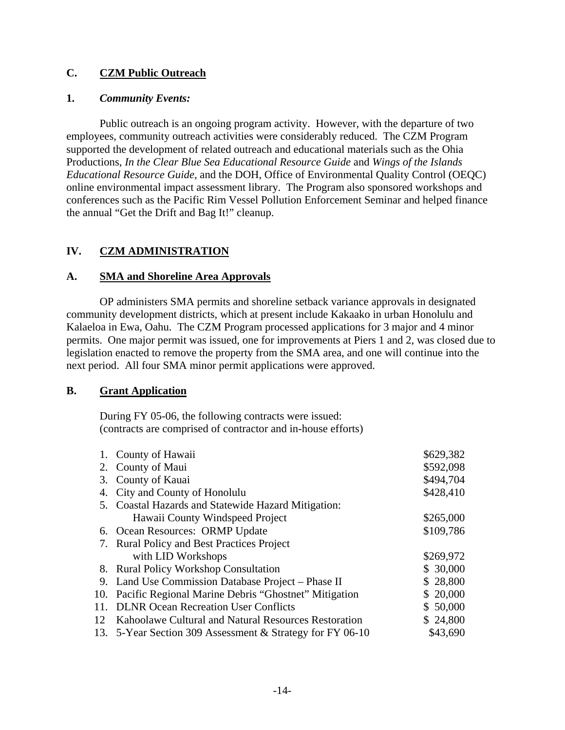## C. CZM Public Outreach

### 1. *Community Events:*

Public outreach is an ongoing program activity. However, with the departure of two employees, community outreach activities were considerably reduced. The CZM Program supported the development of related outreach and educational materials such as the Ohia Productions, *In the Clear Blue Sea Educational Resource Guide* and *Wings of the Islands Educational Resource Guide*, and the DOH, Office of Environmental Quality Control (OEQC) online environmental impact assessment library. The Program also sponsored workshops and conferences such as the Pacific Rim Vessel Pollution Enforcement Seminar and helped finance the annual "Get the Drift and Bag It!" cleanup.

# IV. CZM ADMINISTRATION

## A. SMA and Shoreline Area Approvals

OP administers SMA permits and shoreline setback variance approvals in designated community development districts, which at present include Kakaako in urban Honolulu and Kalaeloa in Ewa, Oahu. The CZM Program processed applications for 3 major and 4 minor permits. One major permit was issued, one for improvements at Piers 1 and 2, was closed due to legislation enacted to remove the property from the SMA area, and one will continue into the next period. All four SMA minor permit applications were approved.

## B. Grant Application

During FY 05-06, the following contracts were issued:
(contracts are comprised of contractor and in-house efforts)

| | Contract | Amount |
|---|---|---|
| 1. | County of Hawaii | $629,382 |
| 2. | County of Maui | $592,098 |
| 3. | County of Kauai | $494,704 |
| 4. | City and County of Honolulu | $428,410 |
| 5. | Coastal Hazards and Statewide Hazard Mitigation: Hawaii County Windspeed Project | $265,000 |
| 6. | Ocean Resources: ORMP Update | $109,786 |
| 7. | Rural Policy and Best Practices Project with LID Workshops | $269,972 |
| 8. | Rural Policy Workshop Consultation | $ 30,000 |
| 9. | Land Use Commission Database Project – Phase II | $ 28,800 |
| 10. | Pacific Regional Marine Debris "Ghostnet" Mitigation | $ 20,000 |
| 11. | DLNR Ocean Recreation User Conflicts | $ 50,000 |
| 12 | Kahoolawe Cultural and Natural Resources Restoration | $ 24,800 |
| 13. | 5-Year Section 309 Assessment & Strategy for FY 06-10 | $43,690 |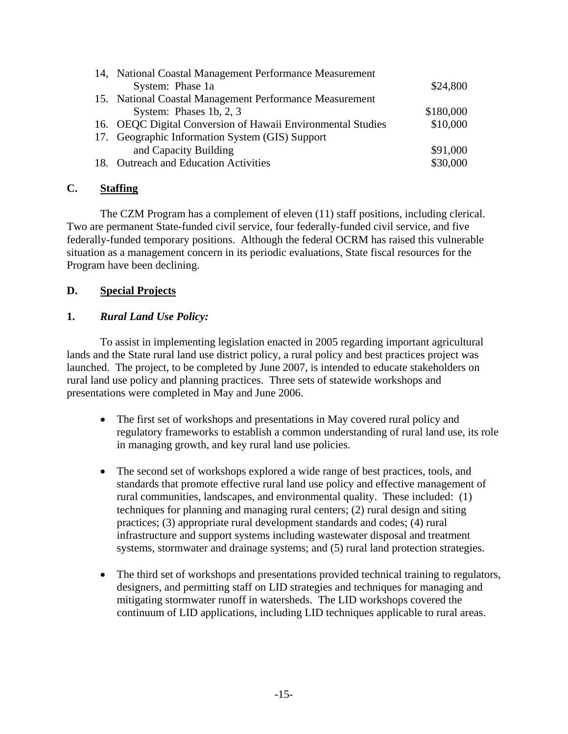| | |
|---|---|
| 14, National Coastal Management Performance Measurement System: Phase 1a | $24,800 |
| 15. National Coastal Management Performance Measurement System: Phases 1b, 2, 3 | $180,000 |
| 16. OEQC Digital Conversion of Hawaii Environmental Studies | $10,000 |
| 17. Geographic Information System (GIS) Support and Capacity Building | $91,000 |
| 18. Outreach and Education Activities | $30,000 |

## C. Staffing

The CZM Program has a complement of eleven (11) staff positions, including clerical. Two are permanent State-funded civil service, four federally-funded civil service, and five federally-funded temporary positions. Although the federal OCRM has raised this vulnerable situation as a management concern in its periodic evaluations, State fiscal resources for the Program have been declining.

## D. Special Projects

### 1. *Rural Land Use Policy:*

To assist in implementing legislation enacted in 2005 regarding important agricultural lands and the State rural land use district policy, a rural policy and best practices project was launched. The project, to be completed by June 2007, is intended to educate stakeholders on rural land use policy and planning practices. Three sets of statewide workshops and presentations were completed in May and June 2006.

- The first set of workshops and presentations in May covered rural policy and regulatory frameworks to establish a common understanding of rural land use, its role in managing growth, and key rural land use policies.

- The second set of workshops explored a wide range of best practices, tools, and standards that promote effective rural land use policy and effective management of rural communities, landscapes, and environmental quality. These included: (1) techniques for planning and managing rural centers; (2) rural design and siting practices; (3) appropriate rural development standards and codes; (4) rural infrastructure and support systems including wastewater disposal and treatment systems, stormwater and drainage systems; and (5) rural land protection strategies.

- The third set of workshops and presentations provided technical training to regulators, designers, and permitting staff on LID strategies and techniques for managing and mitigating stormwater runoff in watersheds. The LID workshops covered the continuum of LID applications, including LID techniques applicable to rural areas.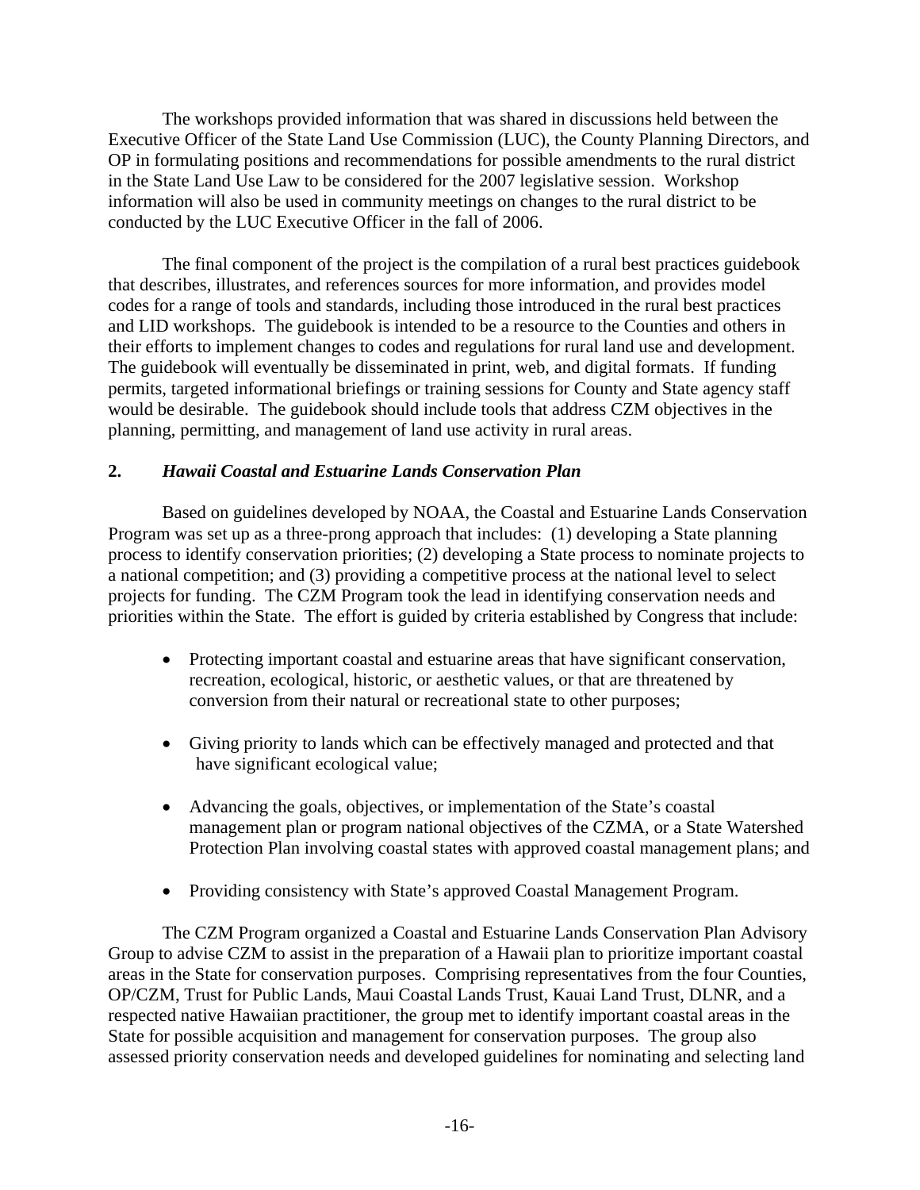The workshops provided information that was shared in discussions held between the Executive Officer of the State Land Use Commission (LUC), the County Planning Directors, and OP in formulating positions and recommendations for possible amendments to the rural district in the State Land Use Law to be considered for the 2007 legislative session. Workshop information will also be used in community meetings on changes to the rural district to be conducted by the LUC Executive Officer in the fall of 2006.

The final component of the project is the compilation of a rural best practices guidebook that describes, illustrates, and references sources for more information, and provides model codes for a range of tools and standards, including those introduced in the rural best practices and LID workshops. The guidebook is intended to be a resource to the Counties and others in their efforts to implement changes to codes and regulations for rural land use and development. The guidebook will eventually be disseminated in print, web, and digital formats. If funding permits, targeted informational briefings or training sessions for County and State agency staff would be desirable. The guidebook should include tools that address CZM objectives in the planning, permitting, and management of land use activity in rural areas.

### 2. *Hawaii Coastal and Estuarine Lands Conservation Plan*

Based on guidelines developed by NOAA, the Coastal and Estuarine Lands Conservation Program was set up as a three-prong approach that includes: (1) developing a State planning process to identify conservation priorities; (2) developing a State process to nominate projects to a national competition; and (3) providing a competitive process at the national level to select projects for funding. The CZM Program took the lead in identifying conservation needs and priorities within the State. The effort is guided by criteria established by Congress that include:

- Protecting important coastal and estuarine areas that have significant conservation, recreation, ecological, historic, or aesthetic values, or that are threatened by conversion from their natural or recreational state to other purposes;
- Giving priority to lands which can be effectively managed and protected and that have significant ecological value;
- Advancing the goals, objectives, or implementation of the State's coastal management plan or program national objectives of the CZMA, or a State Watershed Protection Plan involving coastal states with approved coastal management plans; and
- Providing consistency with State's approved Coastal Management Program.

The CZM Program organized a Coastal and Estuarine Lands Conservation Plan Advisory Group to advise CZM to assist in the preparation of a Hawaii plan to prioritize important coastal areas in the State for conservation purposes. Comprising representatives from the four Counties, OP/CZM, Trust for Public Lands, Maui Coastal Lands Trust, Kauai Land Trust, DLNR, and a respected native Hawaiian practitioner, the group met to identify important coastal areas in the State for possible acquisition and management for conservation purposes. The group also assessed priority conservation needs and developed guidelines for nominating and selecting land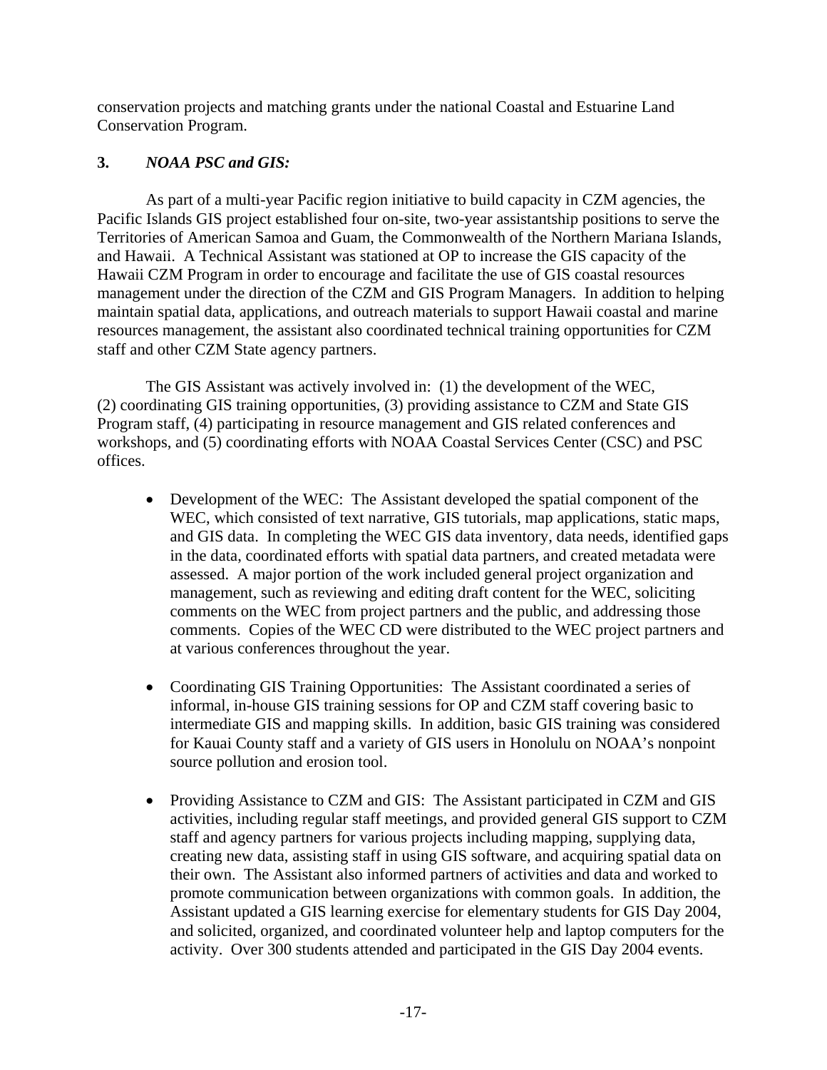conservation projects and matching grants under the national Coastal and Estuarine Land Conservation Program.

### 3. *NOAA PSC and GIS:*

As part of a multi-year Pacific region initiative to build capacity in CZM agencies, the Pacific Islands GIS project established four on-site, two-year assistantship positions to serve the Territories of American Samoa and Guam, the Commonwealth of the Northern Mariana Islands, and Hawaii. A Technical Assistant was stationed at OP to increase the GIS capacity of the Hawaii CZM Program in order to encourage and facilitate the use of GIS coastal resources management under the direction of the CZM and GIS Program Managers. In addition to helping maintain spatial data, applications, and outreach materials to support Hawaii coastal and marine resources management, the assistant also coordinated technical training opportunities for CZM staff and other CZM State agency partners.

The GIS Assistant was actively involved in: (1) the development of the WEC, (2) coordinating GIS training opportunities, (3) providing assistance to CZM and State GIS Program staff, (4) participating in resource management and GIS related conferences and workshops, and (5) coordinating efforts with NOAA Coastal Services Center (CSC) and PSC offices.

- Development of the WEC: The Assistant developed the spatial component of the WEC, which consisted of text narrative, GIS tutorials, map applications, static maps, and GIS data. In completing the WEC GIS data inventory, data needs, identified gaps in the data, coordinated efforts with spatial data partners, and created metadata were assessed. A major portion of the work included general project organization and management, such as reviewing and editing draft content for the WEC, soliciting comments on the WEC from project partners and the public, and addressing those comments. Copies of the WEC CD were distributed to the WEC project partners and at various conferences throughout the year.

- Coordinating GIS Training Opportunities: The Assistant coordinated a series of informal, in-house GIS training sessions for OP and CZM staff covering basic to intermediate GIS and mapping skills. In addition, basic GIS training was considered for Kauai County staff and a variety of GIS users in Honolulu on NOAA's nonpoint source pollution and erosion tool.

- Providing Assistance to CZM and GIS: The Assistant participated in CZM and GIS activities, including regular staff meetings, and provided general GIS support to CZM staff and agency partners for various projects including mapping, supplying data, creating new data, assisting staff in using GIS software, and acquiring spatial data on their own. The Assistant also informed partners of activities and data and worked to promote communication between organizations with common goals. In addition, the Assistant updated a GIS learning exercise for elementary students for GIS Day 2004, and solicited, organized, and coordinated volunteer help and laptop computers for the activity. Over 300 students attended and participated in the GIS Day 2004 events.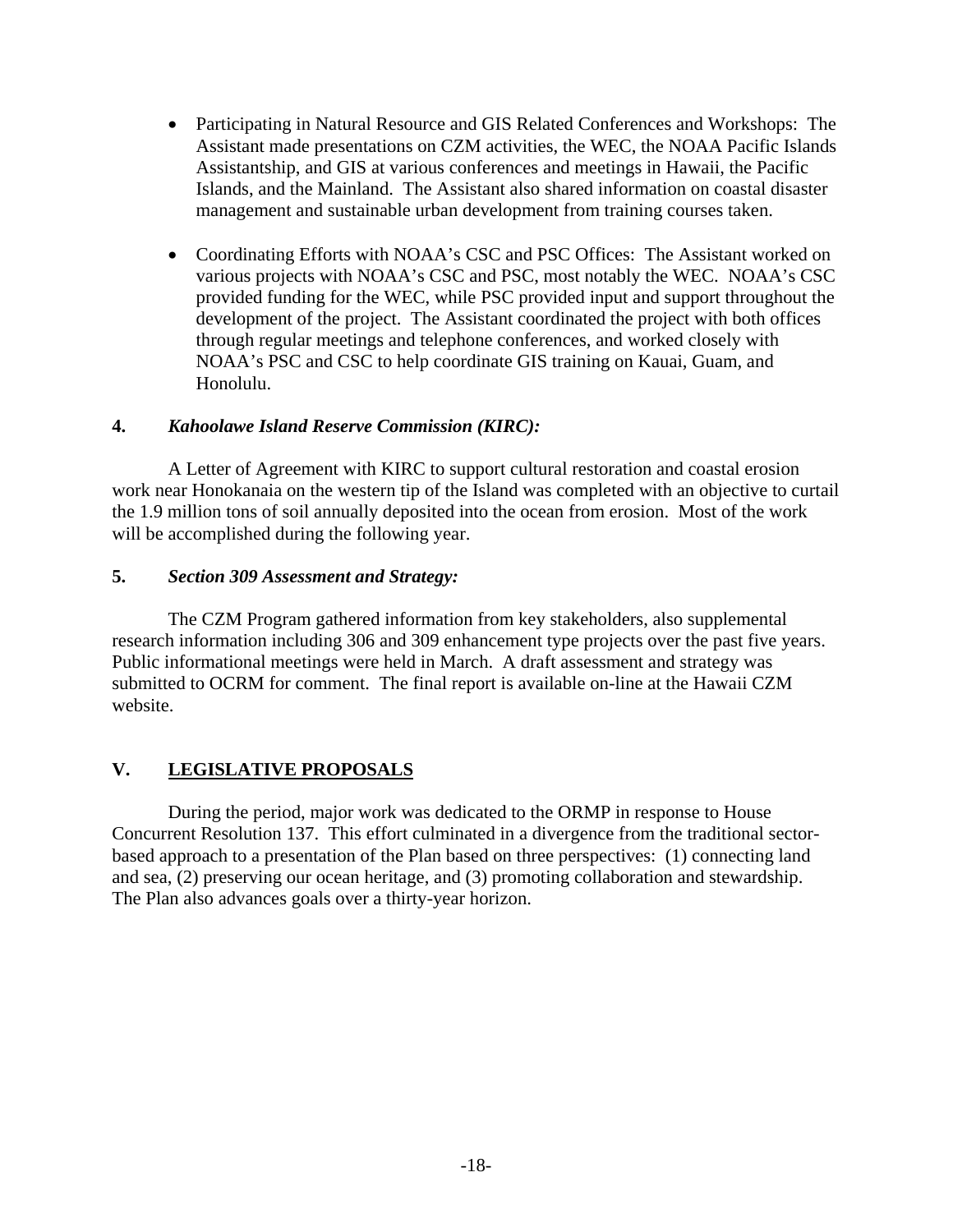- Participating in Natural Resource and GIS Related Conferences and Workshops: The Assistant made presentations on CZM activities, the WEC, the NOAA Pacific Islands Assistantship, and GIS at various conferences and meetings in Hawaii, the Pacific Islands, and the Mainland. The Assistant also shared information on coastal disaster management and sustainable urban development from training courses taken.

- Coordinating Efforts with NOAA's CSC and PSC Offices: The Assistant worked on various projects with NOAA's CSC and PSC, most notably the WEC. NOAA's CSC provided funding for the WEC, while PSC provided input and support throughout the development of the project. The Assistant coordinated the project with both offices through regular meetings and telephone conferences, and worked closely with NOAA's PSC and CSC to help coordinate GIS training on Kauai, Guam, and Honolulu.

### 4. *Kahoolawe Island Reserve Commission (KIRC):*

A Letter of Agreement with KIRC to support cultural restoration and coastal erosion work near Honokanaia on the western tip of the Island was completed with an objective to curtail the 1.9 million tons of soil annually deposited into the ocean from erosion. Most of the work will be accomplished during the following year.

### 5. *Section 309 Assessment and Strategy:*

The CZM Program gathered information from key stakeholders, also supplemental research information including 306 and 309 enhancement type projects over the past five years. Public informational meetings were held in March. A draft assessment and strategy was submitted to OCRM for comment. The final report is available on-line at the Hawaii CZM website.

## V. LEGISLATIVE PROPOSALS

During the period, major work was dedicated to the ORMP in response to House Concurrent Resolution 137. This effort culminated in a divergence from the traditional sector-based approach to a presentation of the Plan based on three perspectives: (1) connecting land and sea, (2) preserving our ocean heritage, and (3) promoting collaboration and stewardship. The Plan also advances goals over a thirty-year horizon.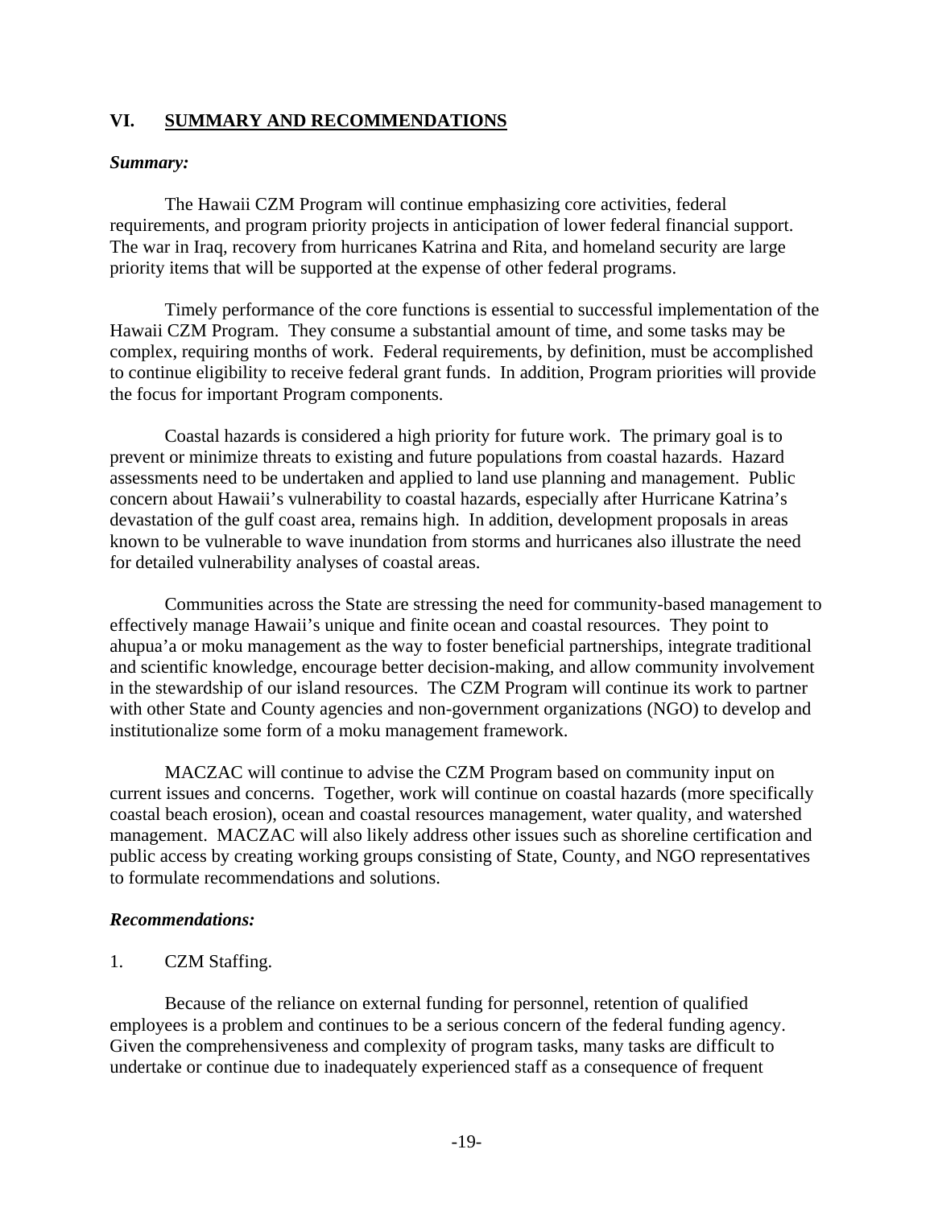## VI. SUMMARY AND RECOMMENDATIONS

***Summary:***

The Hawaii CZM Program will continue emphasizing core activities, federal requirements, and program priority projects in anticipation of lower federal financial support. The war in Iraq, recovery from hurricanes Katrina and Rita, and homeland security are large priority items that will be supported at the expense of other federal programs.

Timely performance of the core functions is essential to successful implementation of the Hawaii CZM Program. They consume a substantial amount of time, and some tasks may be complex, requiring months of work. Federal requirements, by definition, must be accomplished to continue eligibility to receive federal grant funds. In addition, Program priorities will provide the focus for important Program components.

Coastal hazards is considered a high priority for future work. The primary goal is to prevent or minimize threats to existing and future populations from coastal hazards. Hazard assessments need to be undertaken and applied to land use planning and management. Public concern about Hawaii's vulnerability to coastal hazards, especially after Hurricane Katrina's devastation of the gulf coast area, remains high. In addition, development proposals in areas known to be vulnerable to wave inundation from storms and hurricanes also illustrate the need for detailed vulnerability analyses of coastal areas.

Communities across the State are stressing the need for community-based management to effectively manage Hawaii's unique and finite ocean and coastal resources. They point to ahupua'a or moku management as the way to foster beneficial partnerships, integrate traditional and scientific knowledge, encourage better decision-making, and allow community involvement in the stewardship of our island resources. The CZM Program will continue its work to partner with other State and County agencies and non-government organizations (NGO) to develop and institutionalize some form of a moku management framework.

MACZAC will continue to advise the CZM Program based on community input on current issues and concerns. Together, work will continue on coastal hazards (more specifically coastal beach erosion), ocean and coastal resources management, water quality, and watershed management. MACZAC will also likely address other issues such as shoreline certification and public access by creating working groups consisting of State, County, and NGO representatives to formulate recommendations and solutions.

***Recommendations:***

1. CZM Staffing.

Because of the reliance on external funding for personnel, retention of qualified employees is a problem and continues to be a serious concern of the federal funding agency. Given the comprehensiveness and complexity of program tasks, many tasks are difficult to undertake or continue due to inadequately experienced staff as a consequence of frequent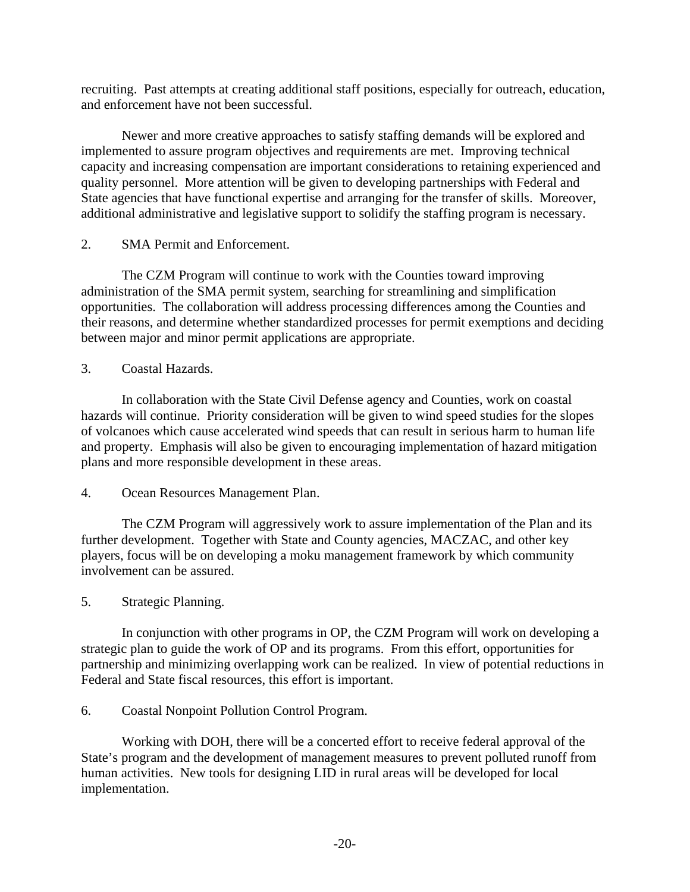recruiting. Past attempts at creating additional staff positions, especially for outreach, education, and enforcement have not been successful.

Newer and more creative approaches to satisfy staffing demands will be explored and implemented to assure program objectives and requirements are met. Improving technical capacity and increasing compensation are important considerations to retaining experienced and quality personnel. More attention will be given to developing partnerships with Federal and State agencies that have functional expertise and arranging for the transfer of skills. Moreover, additional administrative and legislative support to solidify the staffing program is necessary.

2. SMA Permit and Enforcement.

The CZM Program will continue to work with the Counties toward improving administration of the SMA permit system, searching for streamlining and simplification opportunities. The collaboration will address processing differences among the Counties and their reasons, and determine whether standardized processes for permit exemptions and deciding between major and minor permit applications are appropriate.

3. Coastal Hazards.

In collaboration with the State Civil Defense agency and Counties, work on coastal hazards will continue. Priority consideration will be given to wind speed studies for the slopes of volcanoes which cause accelerated wind speeds that can result in serious harm to human life and property. Emphasis will also be given to encouraging implementation of hazard mitigation plans and more responsible development in these areas.

4. Ocean Resources Management Plan.

The CZM Program will aggressively work to assure implementation of the Plan and its further development. Together with State and County agencies, MACZAC, and other key players, focus will be on developing a moku management framework by which community involvement can be assured.

5. Strategic Planning.

In conjunction with other programs in OP, the CZM Program will work on developing a strategic plan to guide the work of OP and its programs. From this effort, opportunities for partnership and minimizing overlapping work can be realized. In view of potential reductions in Federal and State fiscal resources, this effort is important.

6. Coastal Nonpoint Pollution Control Program.

Working with DOH, there will be a concerted effort to receive federal approval of the State's program and the development of management measures to prevent polluted runoff from human activities. New tools for designing LID in rural areas will be developed for local implementation.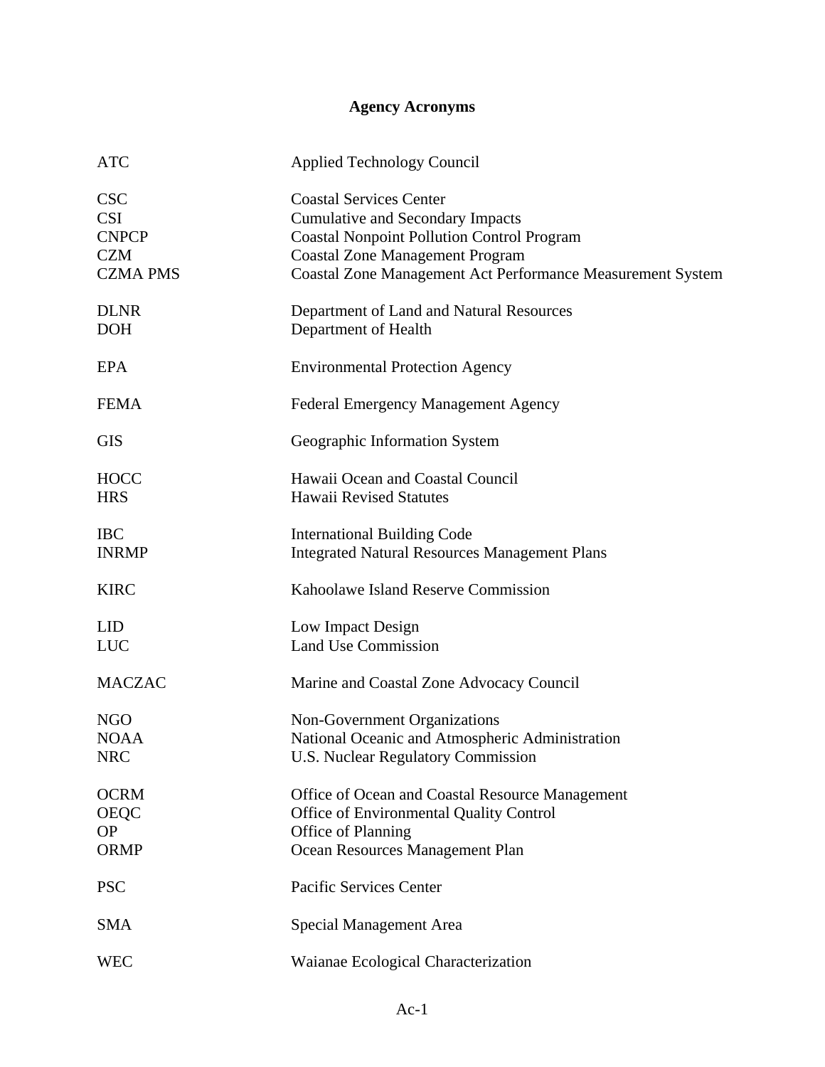# Agency Acronyms

| | |
|---|---|
| ATC | Applied Technology Council |
| CSC | Coastal Services Center |
| CSI | Cumulative and Secondary Impacts |
| CNPCP | Coastal Nonpoint Pollution Control Program |
| CZM | Coastal Zone Management Program |
| CZMA PMS | Coastal Zone Management Act Performance Measurement System |
| DLNR | Department of Land and Natural Resources |
| DOH | Department of Health |
| EPA | Environmental Protection Agency |
| FEMA | Federal Emergency Management Agency |
| GIS | Geographic Information System |
| HOCC | Hawaii Ocean and Coastal Council |
| HRS | Hawaii Revised Statutes |
| IBC | International Building Code |
| INRMP | Integrated Natural Resources Management Plans |
| KIRC | Kahoolawe Island Reserve Commission |
| LID | Low Impact Design |
| LUC | Land Use Commission |
| MACZAC | Marine and Coastal Zone Advocacy Council |
| NGO | Non-Government Organizations |
| NOAA | National Oceanic and Atmospheric Administration |
| NRC | U.S. Nuclear Regulatory Commission |
| OCRM | Office of Ocean and Coastal Resource Management |
| OEQC | Office of Environmental Quality Control |
| OP | Office of Planning |
| ORMP | Ocean Resources Management Plan |
| PSC | Pacific Services Center |
| SMA | Special Management Area |
| WEC | Waianae Ecological Characterization |